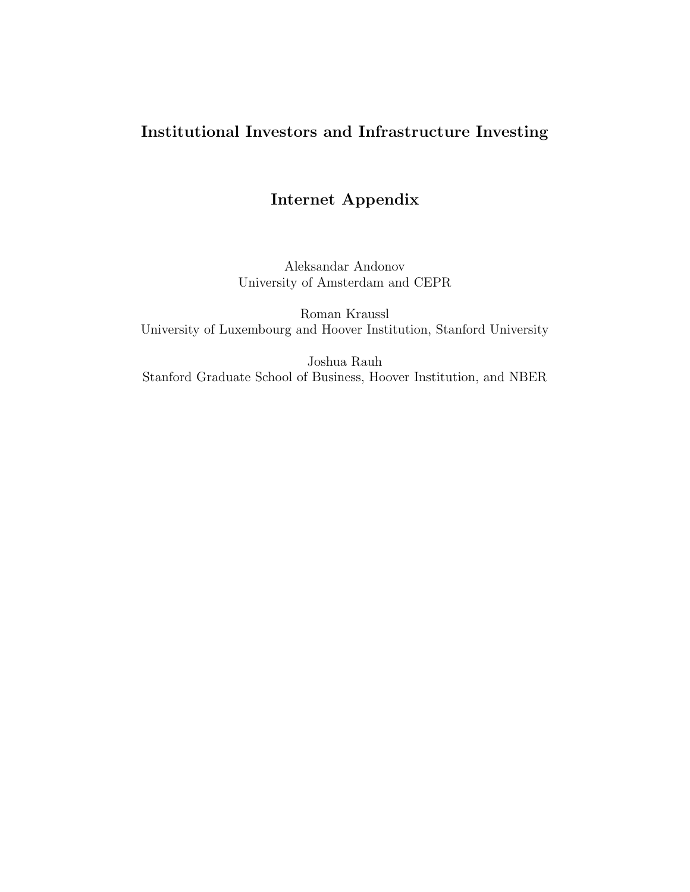# Institutional Investors and Infrastructure Investing

## Internet Appendix

Aleksandar Andonov
University of Amsterdam and CEPR

Roman Kraussl
University of Luxembourg and Hoover Institution, Stanford University

Joshua Rauh
Stanford Graduate School of Business, Hoover Institution, and NBER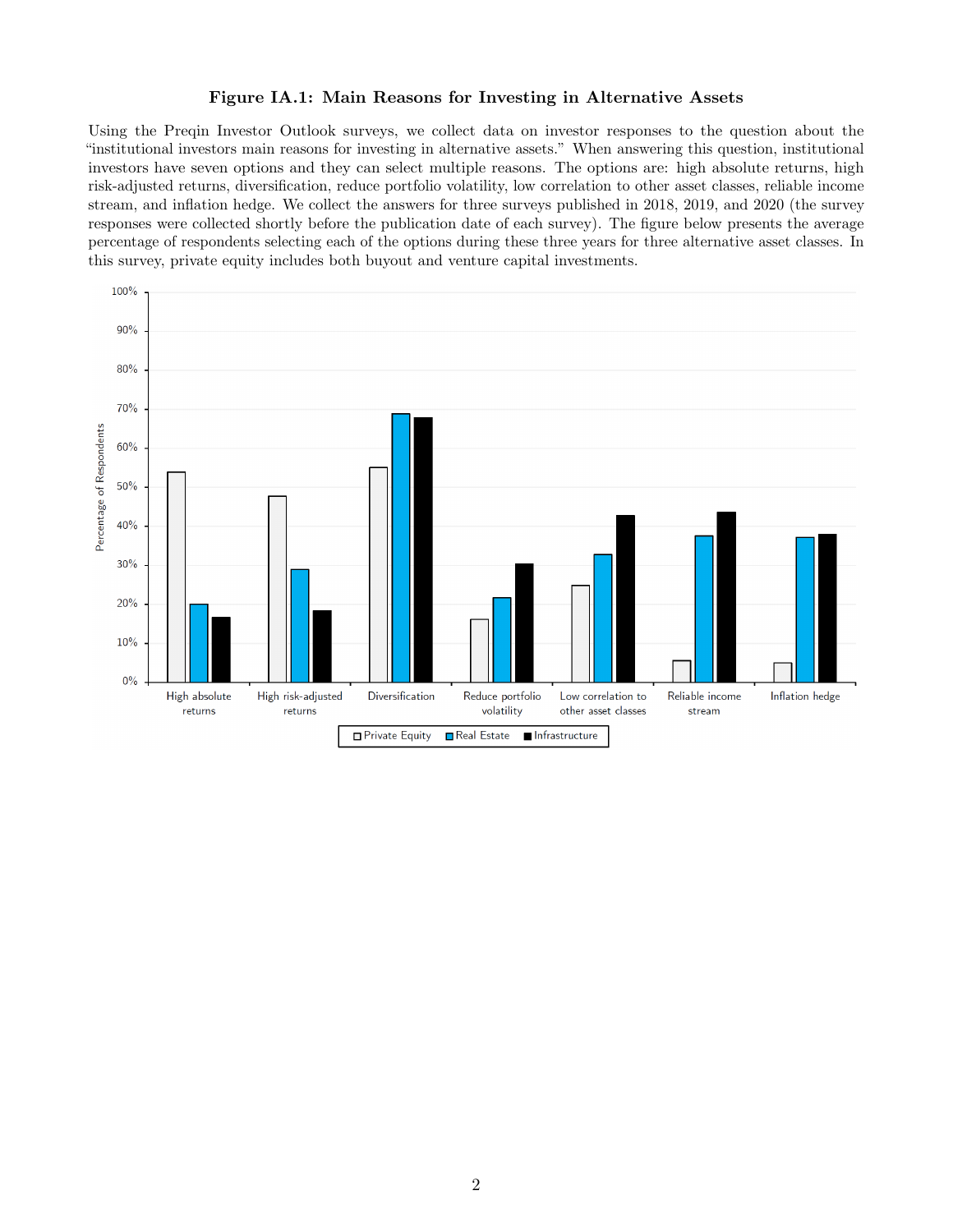## Figure IA.1: Main Reasons for Investing in Alternative Assets

Using the Preqin Investor Outlook surveys, we collect data on investor responses to the question about the "institutional investors main reasons for investing in alternative assets." When answering this question, institutional investors have seven options and they can select multiple reasons. The options are: high absolute returns, high risk-adjusted returns, diversification, reduce portfolio volatility, low correlation to other asset classes, reliable income stream, and inflation hedge. We collect the answers for three surveys published in 2018, 2019, and 2020 (the survey responses were collected shortly before the publication date of each survey). The figure below presents the average percentage of respondents selecting each of the options during these three years for three alternative asset classes. In this survey, private equity includes both buyout and venture capital investments.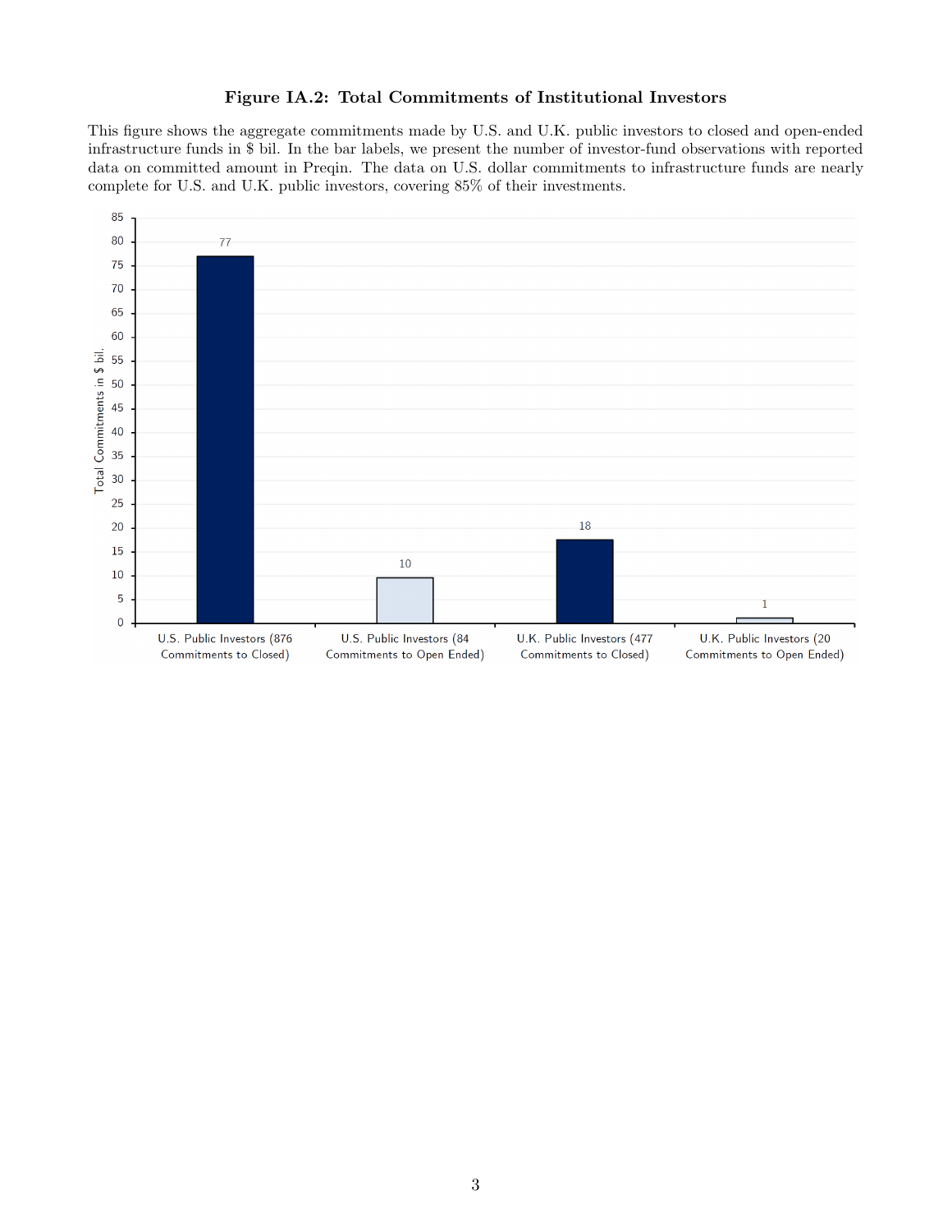**Figure IA.2: Total Commitments of Institutional Investors**

This figure shows the aggregate commitments made by U.S. and U.K. public investors to closed and open-ended infrastructure funds in $ bil. In the bar labels, we present the number of investor-fund observations with reported data on committed amount in Preqin. The data on U.S. dollar commitments to infrastructure funds are nearly complete for U.S. and U.K. public investors, covering 85% of their investments.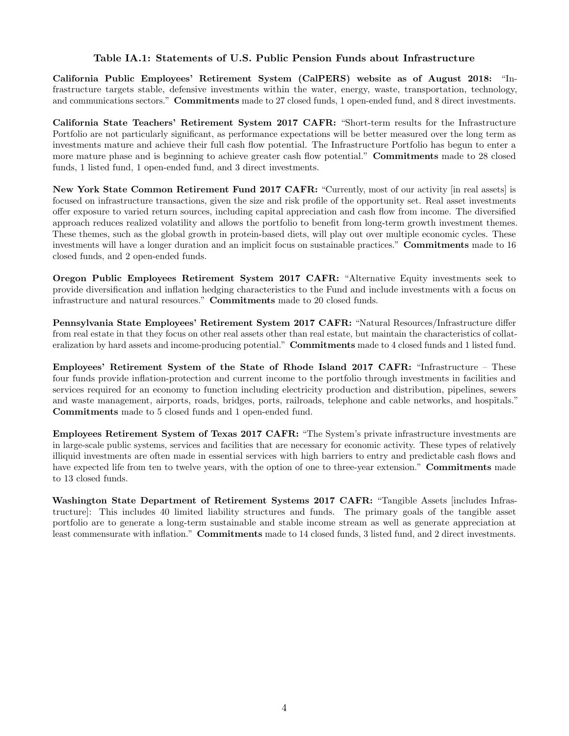### Table IA.1: Statements of U.S. Public Pension Funds about Infrastructure

**California Public Employees' Retirement System (CalPERS) website as of August 2018:** "Infrastructure targets stable, defensive investments within the water, energy, waste, transportation, technology, and communications sectors." **Commitments** made to 27 closed funds, 1 open-ended fund, and 8 direct investments.

**California State Teachers' Retirement System 2017 CAFR:** "Short-term results for the Infrastructure Portfolio are not particularly significant, as performance expectations will be better measured over the long term as investments mature and achieve their full cash flow potential. The Infrastructure Portfolio has begun to enter a more mature phase and is beginning to achieve greater cash flow potential." **Commitments** made to 28 closed funds, 1 listed fund, 1 open-ended fund, and 3 direct investments.

**New York State Common Retirement Fund 2017 CAFR:** "Currently, most of our activity [in real assets] is focused on infrastructure transactions, given the size and risk profile of the opportunity set. Real asset investments offer exposure to varied return sources, including capital appreciation and cash flow from income. The diversified approach reduces realized volatility and allows the portfolio to benefit from long-term growth investment themes. These themes, such as the global growth in protein-based diets, will play out over multiple economic cycles. These investments will have a longer duration and an implicit focus on sustainable practices." **Commitments** made to 16 closed funds, and 2 open-ended funds.

**Oregon Public Employees Retirement System 2017 CAFR:** "Alternative Equity investments seek to provide diversification and inflation hedging characteristics to the Fund and include investments with a focus on infrastructure and natural resources." **Commitments** made to 20 closed funds.

**Pennsylvania State Employees' Retirement System 2017 CAFR:** "Natural Resources/Infrastructure differ from real estate in that they focus on other real assets other than real estate, but maintain the characteristics of collateralization by hard assets and income-producing potential." **Commitments** made to 4 closed funds and 1 listed fund.

**Employees' Retirement System of the State of Rhode Island 2017 CAFR:** "Infrastructure – These four funds provide inflation-protection and current income to the portfolio through investments in facilities and services required for an economy to function including electricity production and distribution, pipelines, sewers and waste management, airports, roads, bridges, ports, railroads, telephone and cable networks, and hospitals." **Commitments** made to 5 closed funds and 1 open-ended fund.

**Employees Retirement System of Texas 2017 CAFR:** "The System's private infrastructure investments are in large-scale public systems, services and facilities that are necessary for economic activity. These types of relatively illiquid investments are often made in essential services with high barriers to entry and predictable cash flows and have expected life from ten to twelve years, with the option of one to three-year extension." **Commitments** made to 13 closed funds.

**Washington State Department of Retirement Systems 2017 CAFR:** "Tangible Assets [includes Infrastructure]: This includes 40 limited liability structures and funds. The primary goals of the tangible asset portfolio are to generate a long-term sustainable and stable income stream as well as generate appreciation at least commensurate with inflation." **Commitments** made to 14 closed funds, 3 listed fund, and 2 direct investments.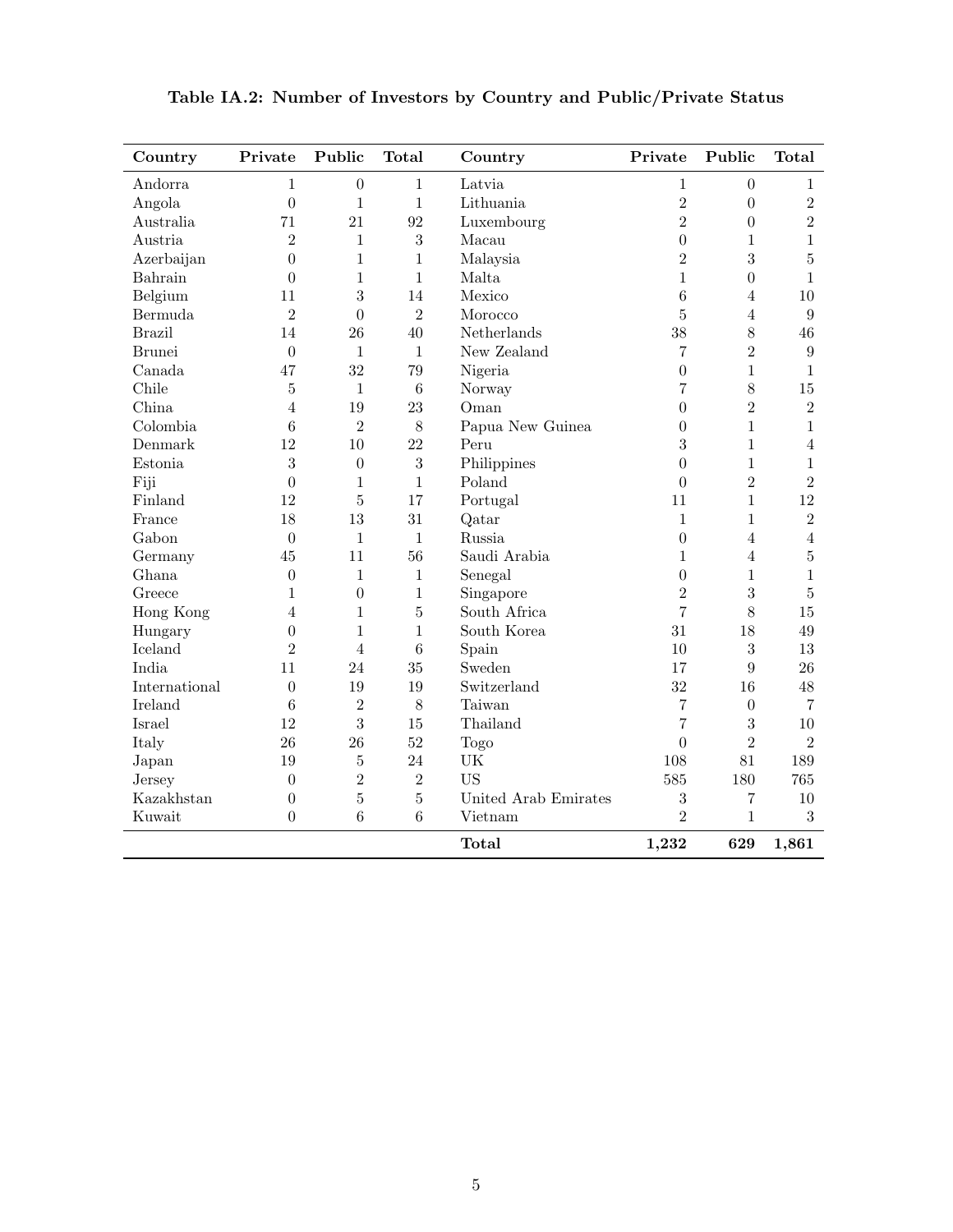**Table IA.2: Number of Investors by Country and Public/Private Status**

| Country | Private | Public | Total | Country | Private | Public | Total |
|---|---|---|---|---|---|---|---|
| Andorra | 1 | 0 | 1 | Latvia | 1 | 0 | 1 |
| Angola | 0 | 1 | 1 | Lithuania | 2 | 0 | 2 |
| Australia | 71 | 21 | 92 | Luxembourg | 2 | 0 | 2 |
| Austria | 2 | 1 | 3 | Macau | 0 | 1 | 1 |
| Azerbaijan | 0 | 1 | 1 | Malaysia | 2 | 3 | 5 |
| Bahrain | 0 | 1 | 1 | Malta | 1 | 0 | 1 |
| Belgium | 11 | 3 | 14 | Mexico | 6 | 4 | 10 |
| Bermuda | 2 | 0 | 2 | Morocco | 5 | 4 | 9 |
| Brazil | 14 | 26 | 40 | Netherlands | 38 | 8 | 46 |
| Brunei | 0 | 1 | 1 | New Zealand | 7 | 2 | 9 |
| Canada | 47 | 32 | 79 | Nigeria | 0 | 1 | 1 |
| Chile | 5 | 1 | 6 | Norway | 7 | 8 | 15 |
| China | 4 | 19 | 23 | Oman | 0 | 2 | 2 |
| Colombia | 6 | 2 | 8 | Papua New Guinea | 0 | 1 | 1 |
| Denmark | 12 | 10 | 22 | Peru | 3 | 1 | 4 |
| Estonia | 3 | 0 | 3 | Philippines | 0 | 1 | 1 |
| Fiji | 0 | 1 | 1 | Poland | 0 | 2 | 2 |
| Finland | 12 | 5 | 17 | Portugal | 11 | 1 | 12 |
| France | 18 | 13 | 31 | Qatar | 1 | 1 | 2 |
| Gabon | 0 | 1 | 1 | Russia | 0 | 4 | 4 |
| Germany | 45 | 11 | 56 | Saudi Arabia | 1 | 4 | 5 |
| Ghana | 0 | 1 | 1 | Senegal | 0 | 1 | 1 |
| Greece | 1 | 0 | 1 | Singapore | 2 | 3 | 5 |
| Hong Kong | 4 | 1 | 5 | South Africa | 7 | 8 | 15 |
| Hungary | 0 | 1 | 1 | South Korea | 31 | 18 | 49 |
| Iceland | 2 | 4 | 6 | Spain | 10 | 3 | 13 |
| India | 11 | 24 | 35 | Sweden | 17 | 9 | 26 |
| International | 0 | 19 | 19 | Switzerland | 32 | 16 | 48 |
| Ireland | 6 | 2 | 8 | Taiwan | 7 | 0 | 7 |
| Israel | 12 | 3 | 15 | Thailand | 7 | 3 | 10 |
| Italy | 26 | 26 | 52 | Togo | 0 | 2 | 2 |
| Japan | 19 | 5 | 24 | UK | 108 | 81 | 189 |
| Jersey | 0 | 2 | 2 | US | 585 | 180 | 765 |
| Kazakhstan | 0 | 5 | 5 | United Arab Emirates | 3 | 7 | 10 |
| Kuwait | 0 | 6 | 6 | Vietnam | 2 | 1 | 3 |
| | | | | **Total** | **1,232** | **629** | **1,861** |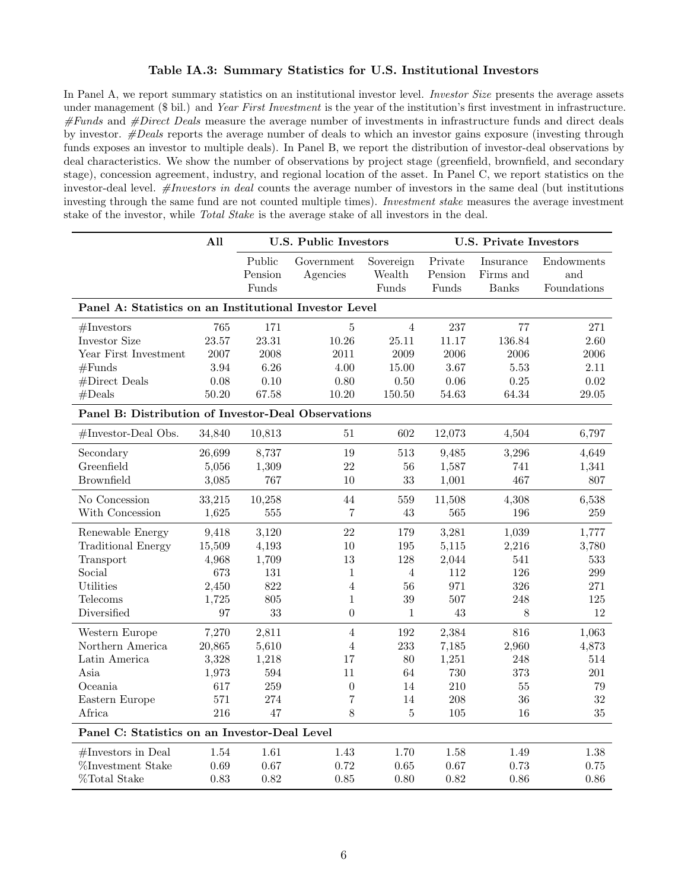**Table IA.3: Summary Statistics for U.S. Institutional Investors**

In Panel A, we report summary statistics on an institutional investor level. *Investor Size* presents the average assets under management ($ bil.) and *Year First Investment* is the year of the institution's first investment in infrastructure. *#Funds* and *#Direct Deals* measure the average number of investments in infrastructure funds and direct deals by investor. *#Deals* reports the average number of deals to which an investor gains exposure (investing through funds exposes an investor to multiple deals). In Panel B, we report the distribution of investor-deal observations by deal characteristics. We show the number of observations by project stage (greenfield, brownfield, and secondary stage), concession agreement, industry, and regional location of the asset. In Panel C, we report statistics on the investor-deal level. *#Investors in deal* counts the average number of investors in the same deal (but institutions investing through the same fund are not counted multiple times). *Investment stake* measures the average investment stake of the investor, while *Total Stake* is the average stake of all investors in the deal.

| | **All** | **U.S. Public Investors** | | | **U.S. Private Investors** | | |
|---|---|---|---|---|---|---|---|
| | | Public Pension Funds | Government Agencies | Sovereign Wealth Funds | Private Pension Funds | Insurance Firms and Banks | Endowments and Foundations |
| **Panel A: Statistics on an Institutional Investor Level** | | | | | | | |
| #Investors | 765 | 171 | 5 | 4 | 237 | 77 | 271 |
| Investor Size | 23.57 | 23.31 | 10.26 | 25.11 | 11.17 | 136.84 | 2.60 |
| Year First Investment | 2007 | 2008 | 2011 | 2009 | 2006 | 2006 | 2006 |
| #Funds | 3.94 | 6.26 | 4.00 | 15.00 | 3.67 | 5.53 | 2.11 |
| #Direct Deals | 0.08 | 0.10 | 0.80 | 0.50 | 0.06 | 0.25 | 0.02 |
| #Deals | 50.20 | 67.58 | 10.20 | 150.50 | 54.63 | 64.34 | 29.05 |
| **Panel B: Distribution of Investor-Deal Observations** | | | | | | | |
| #Investor-Deal Obs. | 34,840 | 10,813 | 51 | 602 | 12,073 | 4,504 | 6,797 |
| Secondary | 26,699 | 8,737 | 19 | 513 | 9,485 | 3,296 | 4,649 |
| Greenfield | 5,056 | 1,309 | 22 | 56 | 1,587 | 741 | 1,341 |
| Brownfield | 3,085 | 767 | 10 | 33 | 1,001 | 467 | 807 |
| No Concession | 33,215 | 10,258 | 44 | 559 | 11,508 | 4,308 | 6,538 |
| With Concession | 1,625 | 555 | 7 | 43 | 565 | 196 | 259 |
| Renewable Energy | 9,418 | 3,120 | 22 | 179 | 3,281 | 1,039 | 1,777 |
| Traditional Energy | 15,509 | 4,193 | 10 | 195 | 5,115 | 2,216 | 3,780 |
| Transport | 4,968 | 1,709 | 13 | 128 | 2,044 | 541 | 533 |
| Social | 673 | 131 | 1 | 4 | 112 | 126 | 299 |
| Utilities | 2,450 | 822 | 4 | 56 | 971 | 326 | 271 |
| Telecoms | 1,725 | 805 | 1 | 39 | 507 | 248 | 125 |
| Diversified | 97 | 33 | 0 | 1 | 43 | 8 | 12 |
| Western Europe | 7,270 | 2,811 | 4 | 192 | 2,384 | 816 | 1,063 |
| Northern America | 20,865 | 5,610 | 4 | 233 | 7,185 | 2,960 | 4,873 |
| Latin America | 3,328 | 1,218 | 17 | 80 | 1,251 | 248 | 514 |
| Asia | 1,973 | 594 | 11 | 64 | 730 | 373 | 201 |
| Oceania | 617 | 259 | 0 | 14 | 210 | 55 | 79 |
| Eastern Europe | 571 | 274 | 7 | 14 | 208 | 36 | 32 |
| Africa | 216 | 47 | 8 | 5 | 105 | 16 | 35 |
| **Panel C: Statistics on an Investor-Deal Level** | | | | | | | |
| #Investors in Deal | 1.54 | 1.61 | 1.43 | 1.70 | 1.58 | 1.49 | 1.38 |
| %Investment Stake | 0.69 | 0.67 | 0.72 | 0.65 | 0.67 | 0.73 | 0.75 |
| %Total Stake | 0.83 | 0.82 | 0.85 | 0.80 | 0.82 | 0.86 | 0.86 |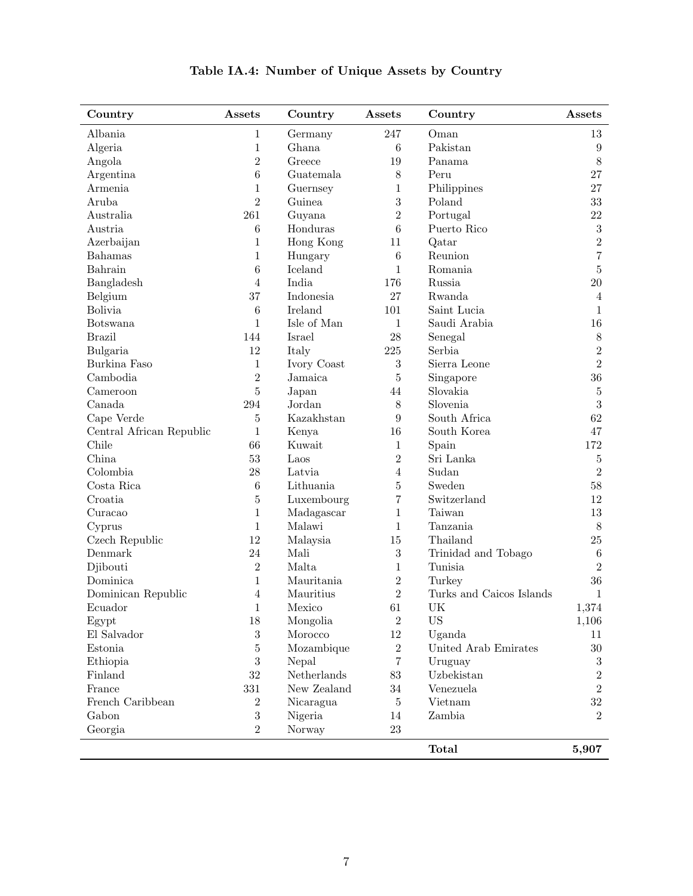**Table IA.4: Number of Unique Assets by Country**

| Country | Assets | Country | Assets | Country | Assets |
|---|---|---|---|---|---|
| Albania | 1 | Germany | 247 | Oman | 13 |
| Algeria | 1 | Ghana | 6 | Pakistan | 9 |
| Angola | 2 | Greece | 19 | Panama | 8 |
| Argentina | 6 | Guatemala | 8 | Peru | 27 |
| Armenia | 1 | Guernsey | 1 | Philippines | 27 |
| Aruba | 2 | Guinea | 3 | Poland | 33 |
| Australia | 261 | Guyana | 2 | Portugal | 22 |
| Austria | 6 | Honduras | 6 | Puerto Rico | 3 |
| Azerbaijan | 1 | Hong Kong | 11 | Qatar | 2 |
| Bahamas | 1 | Hungary | 6 | Reunion | 7 |
| Bahrain | 6 | Iceland | 1 | Romania | 5 |
| Bangladesh | 4 | India | 176 | Russia | 20 |
| Belgium | 37 | Indonesia | 27 | Rwanda | 4 |
| Bolivia | 6 | Ireland | 101 | Saint Lucia | 1 |
| Botswana | 1 | Isle of Man | 1 | Saudi Arabia | 16 |
| Brazil | 144 | Israel | 28 | Senegal | 8 |
| Bulgaria | 12 | Italy | 225 | Serbia | 2 |
| Burkina Faso | 1 | Ivory Coast | 3 | Sierra Leone | 2 |
| Cambodia | 2 | Jamaica | 5 | Singapore | 36 |
| Cameroon | 5 | Japan | 44 | Slovakia | 5 |
| Canada | 294 | Jordan | 8 | Slovenia | 3 |
| Cape Verde | 5 | Kazakhstan | 9 | South Africa | 62 |
| Central African Republic | 1 | Kenya | 16 | South Korea | 47 |
| Chile | 66 | Kuwait | 1 | Spain | 172 |
| China | 53 | Laos | 2 | Sri Lanka | 5 |
| Colombia | 28 | Latvia | 4 | Sudan | 2 |
| Costa Rica | 6 | Lithuania | 5 | Sweden | 58 |
| Croatia | 5 | Luxembourg | 7 | Switzerland | 12 |
| Curacao | 1 | Madagascar | 1 | Taiwan | 13 |
| Cyprus | 1 | Malawi | 1 | Tanzania | 8 |
| Czech Republic | 12 | Malaysia | 15 | Thailand | 25 |
| Denmark | 24 | Mali | 3 | Trinidad and Tobago | 6 |
| Djibouti | 2 | Malta | 1 | Tunisia | 2 |
| Dominica | 1 | Mauritania | 2 | Turkey | 36 |
| Dominican Republic | 4 | Mauritius | 2 | Turks and Caicos Islands | 1 |
| Ecuador | 1 | Mexico | 61 | UK | 1,374 |
| Egypt | 18 | Mongolia | 2 | US | 1,106 |
| El Salvador | 3 | Morocco | 12 | Uganda | 11 |
| Estonia | 5 | Mozambique | 2 | United Arab Emirates | 30 |
| Ethiopia | 3 | Nepal | 7 | Uruguay | 3 |
| Finland | 32 | Netherlands | 83 | Uzbekistan | 2 |
| France | 331 | New Zealand | 34 | Venezuela | 2 |
| French Caribbean | 2 | Nicaragua | 5 | Vietnam | 32 |
| Gabon | 3 | Nigeria | 14 | Zambia | 2 |
| Georgia | 2 | Norway | 23 | | |
| | | | | **Total** | **5,907** |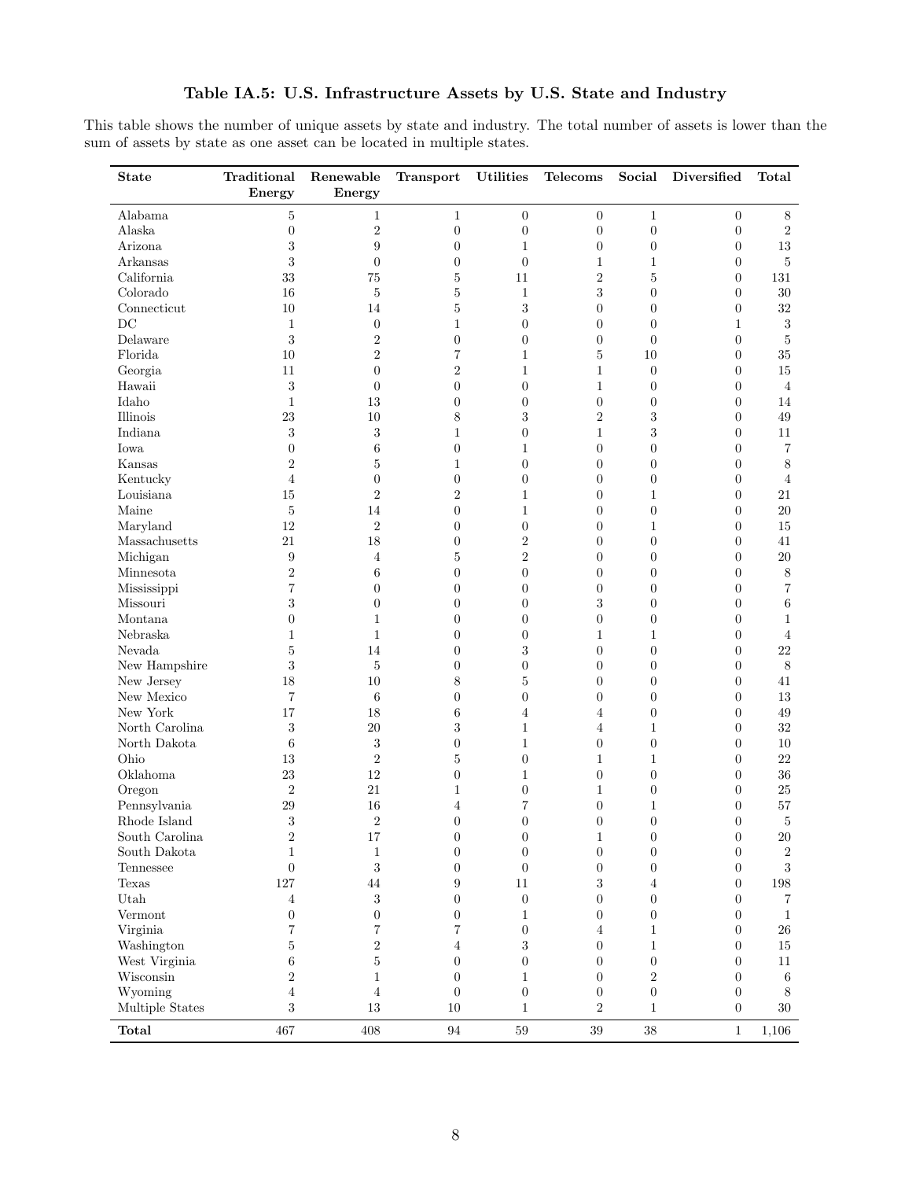### Table IA.5: U.S. Infrastructure Assets by U.S. State and Industry

This table shows the number of unique assets by state and industry. The total number of assets is lower than the sum of assets by state as one asset can be located in multiple states.

| State | Traditional Energy | Renewable Energy | Transport | Utilities | Telecoms | Social | Diversified | Total |
|---|---|---|---|---|---|---|---|---|
| Alabama | 5 | 1 | 1 | 0 | 0 | 1 | 0 | 8 |
| Alaska | 0 | 2 | 0 | 0 | 0 | 0 | 0 | 2 |
| Arizona | 3 | 9 | 0 | 1 | 0 | 0 | 0 | 13 |
| Arkansas | 3 | 0 | 0 | 0 | 1 | 1 | 0 | 5 |
| California | 33 | 75 | 5 | 11 | 2 | 5 | 0 | 131 |
| Colorado | 16 | 5 | 5 | 1 | 3 | 0 | 0 | 30 |
| Connecticut | 10 | 14 | 5 | 3 | 0 | 0 | 0 | 32 |
| DC | 1 | 0 | 1 | 0 | 0 | 0 | 1 | 3 |
| Delaware | 3 | 2 | 0 | 0 | 0 | 0 | 0 | 5 |
| Florida | 10 | 2 | 7 | 1 | 5 | 10 | 0 | 35 |
| Georgia | 11 | 0 | 2 | 1 | 1 | 0 | 0 | 15 |
| Hawaii | 3 | 0 | 0 | 0 | 1 | 0 | 0 | 4 |
| Idaho | 1 | 13 | 0 | 0 | 0 | 0 | 0 | 14 |
| Illinois | 23 | 10 | 8 | 3 | 2 | 3 | 0 | 49 |
| Indiana | 3 | 3 | 1 | 0 | 1 | 3 | 0 | 11 |
| Iowa | 0 | 6 | 0 | 1 | 0 | 0 | 0 | 7 |
| Kansas | 2 | 5 | 1 | 0 | 0 | 0 | 0 | 8 |
| Kentucky | 4 | 0 | 0 | 0 | 0 | 0 | 0 | 4 |
| Louisiana | 15 | 2 | 2 | 1 | 0 | 1 | 0 | 21 |
| Maine | 5 | 14 | 0 | 1 | 0 | 0 | 0 | 20 |
| Maryland | 12 | 2 | 0 | 0 | 0 | 1 | 0 | 15 |
| Massachusetts | 21 | 18 | 0 | 2 | 0 | 0 | 0 | 41 |
| Michigan | 9 | 4 | 5 | 2 | 0 | 0 | 0 | 20 |
| Minnesota | 2 | 6 | 0 | 0 | 0 | 0 | 0 | 8 |
| Mississippi | 7 | 0 | 0 | 0 | 0 | 0 | 0 | 7 |
| Missouri | 3 | 0 | 0 | 0 | 3 | 0 | 0 | 6 |
| Montana | 0 | 1 | 0 | 0 | 0 | 0 | 0 | 1 |
| Nebraska | 1 | 1 | 0 | 0 | 1 | 1 | 0 | 4 |
| Nevada | 5 | 14 | 0 | 3 | 0 | 0 | 0 | 22 |
| New Hampshire | 3 | 5 | 0 | 0 | 0 | 0 | 0 | 8 |
| New Jersey | 18 | 10 | 8 | 5 | 0 | 0 | 0 | 41 |
| New Mexico | 7 | 6 | 0 | 0 | 0 | 0 | 0 | 13 |
| New York | 17 | 18 | 6 | 4 | 4 | 0 | 0 | 49 |
| North Carolina | 3 | 20 | 3 | 1 | 4 | 1 | 0 | 32 |
| North Dakota | 6 | 3 | 0 | 1 | 0 | 0 | 0 | 10 |
| Ohio | 13 | 2 | 5 | 0 | 1 | 1 | 0 | 22 |
| Oklahoma | 23 | 12 | 0 | 1 | 0 | 0 | 0 | 36 |
| Oregon | 2 | 21 | 1 | 0 | 1 | 0 | 0 | 25 |
| Pennsylvania | 29 | 16 | 4 | 7 | 0 | 1 | 0 | 57 |
| Rhode Island | 3 | 2 | 0 | 0 | 0 | 0 | 0 | 5 |
| South Carolina | 2 | 17 | 0 | 0 | 1 | 0 | 0 | 20 |
| South Dakota | 1 | 1 | 0 | 0 | 0 | 0 | 0 | 2 |
| Tennessee | 0 | 3 | 0 | 0 | 0 | 0 | 0 | 3 |
| Texas | 127 | 44 | 9 | 11 | 3 | 4 | 0 | 198 |
| Utah | 4 | 3 | 0 | 0 | 0 | 0 | 0 | 7 |
| Vermont | 0 | 0 | 0 | 1 | 0 | 0 | 0 | 1 |
| Virginia | 7 | 7 | 7 | 0 | 4 | 1 | 0 | 26 |
| Washington | 5 | 2 | 4 | 3 | 0 | 1 | 0 | 15 |
| West Virginia | 6 | 5 | 0 | 0 | 0 | 0 | 0 | 11 |
| Wisconsin | 2 | 1 | 0 | 1 | 0 | 2 | 0 | 6 |
| Wyoming | 4 | 4 | 0 | 0 | 0 | 0 | 0 | 8 |
| Multiple States | 3 | 13 | 10 | 1 | 2 | 1 | 0 | 30 |
| **Total** | 467 | 408 | 94 | 59 | 39 | 38 | 1 | 1,106 |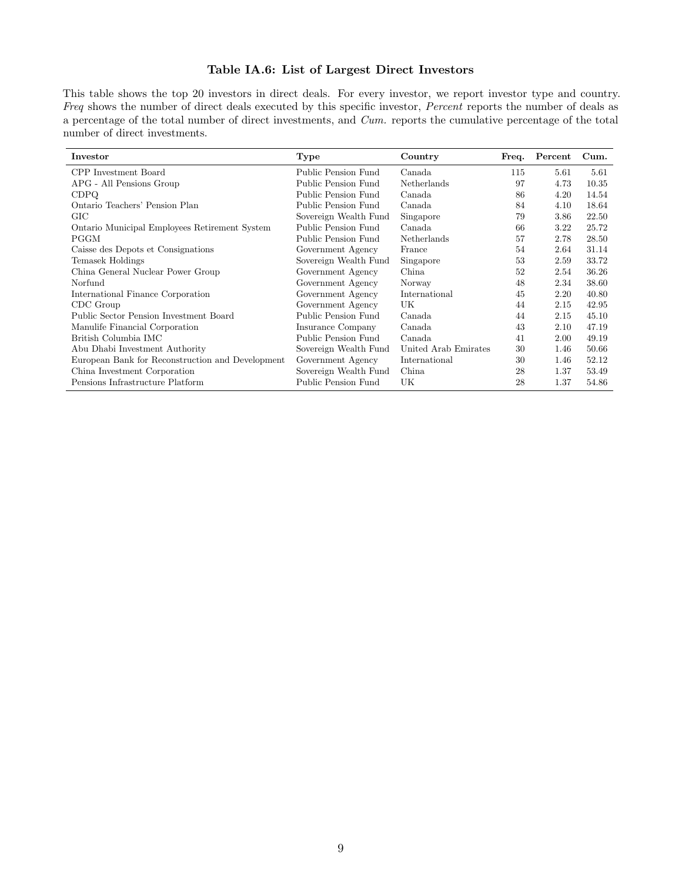### Table IA.6: List of Largest Direct Investors

This table shows the top 20 investors in direct deals. For every investor, we report investor type and country. *Freq* shows the number of direct deals executed by this specific investor, *Percent* reports the number of deals as a percentage of the total number of direct investments, and *Cum.* reports the cumulative percentage of the total number of direct investments.

| Investor | Type | Country | Freq. | Percent | Cum. |
|---|---|---|---|---|---|
| CPP Investment Board | Public Pension Fund | Canada | 115 | 5.61 | 5.61 |
| APG - All Pensions Group | Public Pension Fund | Netherlands | 97 | 4.73 | 10.35 |
| CDPQ | Public Pension Fund | Canada | 86 | 4.20 | 14.54 |
| Ontario Teachers' Pension Plan | Public Pension Fund | Canada | 84 | 4.10 | 18.64 |
| GIC | Sovereign Wealth Fund | Singapore | 79 | 3.86 | 22.50 |
| Ontario Municipal Employees Retirement System | Public Pension Fund | Canada | 66 | 3.22 | 25.72 |
| PGGM | Public Pension Fund | Netherlands | 57 | 2.78 | 28.50 |
| Caisse des Depots et Consignations | Government Agency | France | 54 | 2.64 | 31.14 |
| Temasek Holdings | Sovereign Wealth Fund | Singapore | 53 | 2.59 | 33.72 |
| China General Nuclear Power Group | Government Agency | China | 52 | 2.54 | 36.26 |
| Norfund | Government Agency | Norway | 48 | 2.34 | 38.60 |
| International Finance Corporation | Government Agency | International | 45 | 2.20 | 40.80 |
| CDC Group | Government Agency | UK | 44 | 2.15 | 42.95 |
| Public Sector Pension Investment Board | Public Pension Fund | Canada | 44 | 2.15 | 45.10 |
| Manulife Financial Corporation | Insurance Company | Canada | 43 | 2.10 | 47.19 |
| British Columbia IMC | Public Pension Fund | Canada | 41 | 2.00 | 49.19 |
| Abu Dhabi Investment Authority | Sovereign Wealth Fund | United Arab Emirates | 30 | 1.46 | 50.66 |
| European Bank for Reconstruction and Development | Government Agency | International | 30 | 1.46 | 52.12 |
| China Investment Corporation | Sovereign Wealth Fund | China | 28 | 1.37 | 53.49 |
| Pensions Infrastructure Platform | Public Pension Fund | UK | 28 | 1.37 | 54.86 |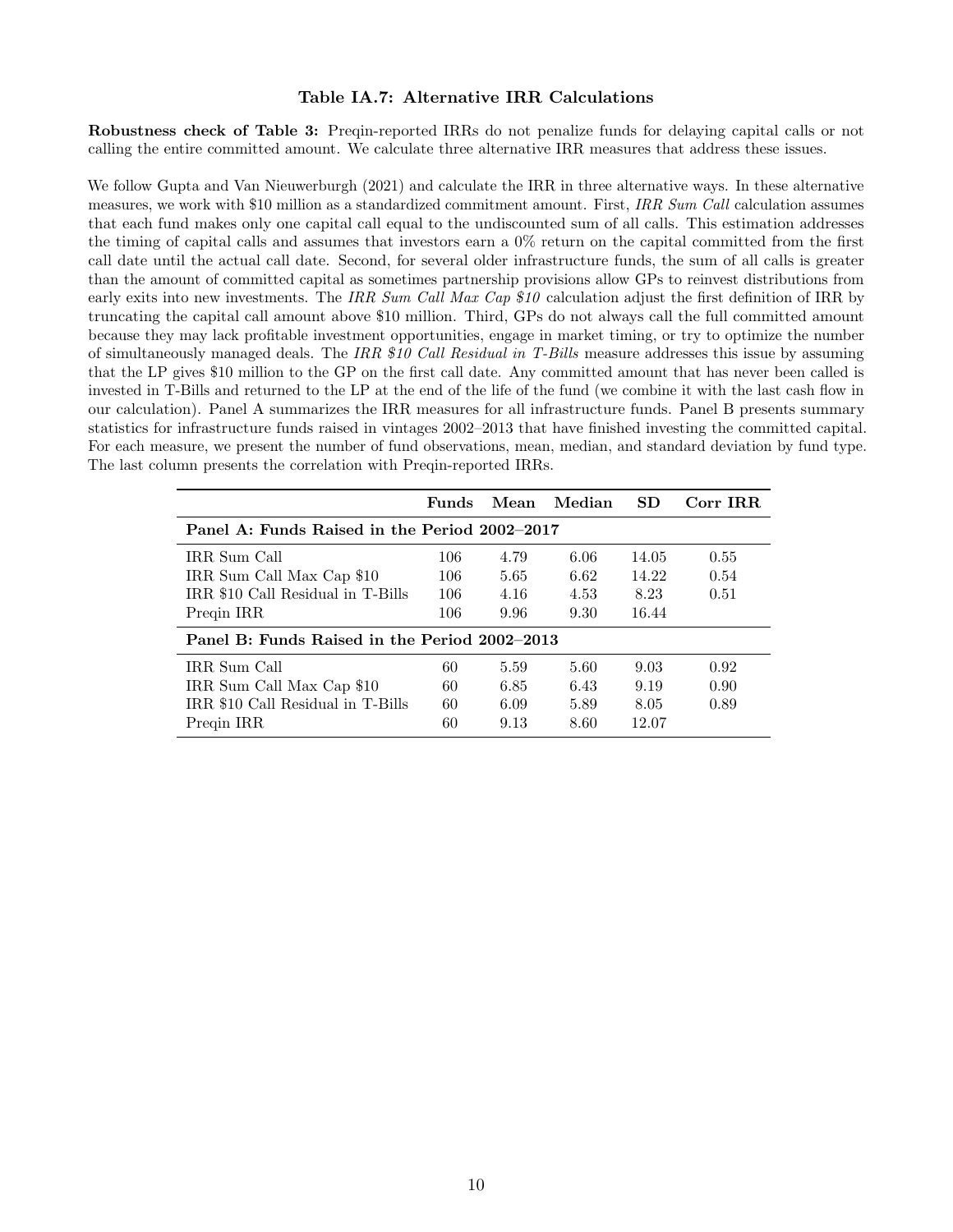### Table IA.7: Alternative IRR Calculations

**Robustness check of Table 3:** Preqin-reported IRRs do not penalize funds for delaying capital calls or not calling the entire committed amount. We calculate three alternative IRR measures that address these issues.

We follow Gupta and Van Nieuwerburgh (2021) and calculate the IRR in three alternative ways. In these alternative measures, we work with \$10 million as a standardized commitment amount. First, *IRR Sum Call* calculation assumes that each fund makes only one capital call equal to the undiscounted sum of all calls. This estimation addresses the timing of capital calls and assumes that investors earn a 0% return on the capital committed from the first call date until the actual call date. Second, for several older infrastructure funds, the sum of all calls is greater than the amount of committed capital as sometimes partnership provisions allow GPs to reinvest distributions from early exits into new investments. The *IRR Sum Call Max Cap \$10* calculation adjust the first definition of IRR by truncating the capital call amount above \$10 million. Third, GPs do not always call the full committed amount because they may lack profitable investment opportunities, engage in market timing, or try to optimize the number of simultaneously managed deals. The *IRR \$10 Call Residual in T-Bills* measure addresses this issue by assuming that the LP gives \$10 million to the GP on the first call date. Any committed amount that has never been called is invested in T-Bills and returned to the LP at the end of the life of the fund (we combine it with the last cash flow in our calculation). Panel A summarizes the IRR measures for all infrastructure funds. Panel B presents summary statistics for infrastructure funds raised in vintages 2002–2013 that have finished investing the committed capital. For each measure, we present the number of fund observations, mean, median, and standard deviation by fund type. The last column presents the correlation with Preqin-reported IRRs.

| | Funds | Mean | Median | SD | Corr IRR |
|---|---|---|---|---|---|
| **Panel A: Funds Raised in the Period 2002–2017** | | | | | |
| IRR Sum Call | 106 | 4.79 | 6.06 | 14.05 | 0.55 |
| IRR Sum Call Max Cap \$10 | 106 | 5.65 | 6.62 | 14.22 | 0.54 |
| IRR \$10 Call Residual in T-Bills | 106 | 4.16 | 4.53 | 8.23 | 0.51 |
| Preqin IRR | 106 | 9.96 | 9.30 | 16.44 | |
| **Panel B: Funds Raised in the Period 2002–2013** | | | | | |
| IRR Sum Call | 60 | 5.59 | 5.60 | 9.03 | 0.92 |
| IRR Sum Call Max Cap \$10 | 60 | 6.85 | 6.43 | 9.19 | 0.90 |
| IRR \$10 Call Residual in T-Bills | 60 | 6.09 | 5.89 | 8.05 | 0.89 |
| Preqin IRR | 60 | 9.13 | 8.60 | 12.07 | |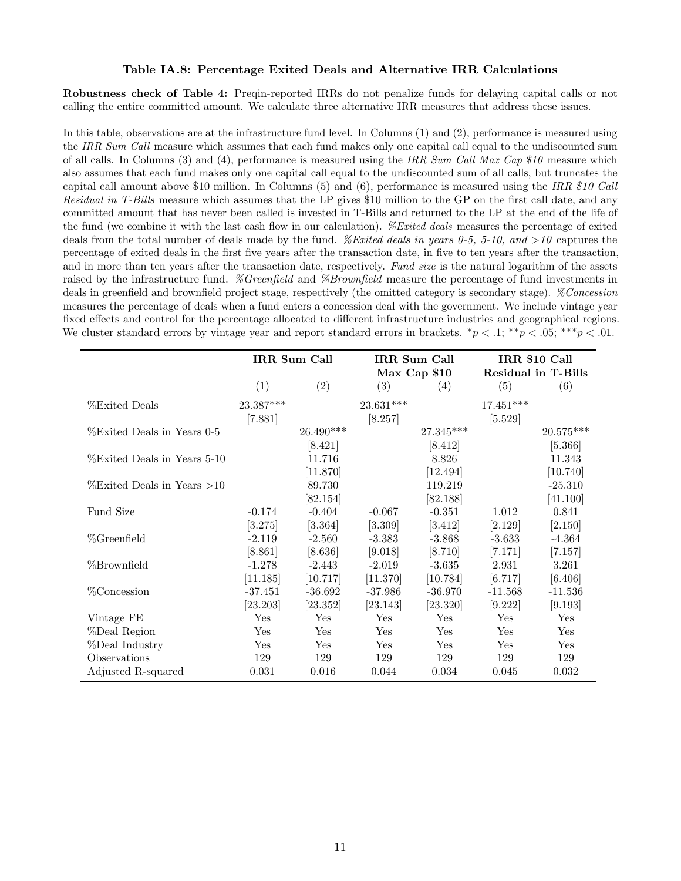### Table IA.8: Percentage Exited Deals and Alternative IRR Calculations

**Robustness check of Table 4:** Preqin-reported IRRs do not penalize funds for delaying capital calls or not calling the entire committed amount. We calculate three alternative IRR measures that address these issues.

In this table, observations are at the infrastructure fund level. In Columns (1) and (2), performance is measured using the *IRR Sum Call* measure which assumes that each fund makes only one capital call equal to the undiscounted sum of all calls. In Columns (3) and (4), performance is measured using the *IRR Sum Call Max Cap $10* measure which also assumes that each fund makes only one capital call equal to the undiscounted sum of all calls, but truncates the capital call amount above $10 million. In Columns (5) and (6), performance is measured using the *IRR $10 Call Residual in T-Bills* measure which assumes that the LP gives $10 million to the GP on the first call date, and any committed amount that has never been called is invested in T-Bills and returned to the LP at the end of the life of the fund (we combine it with the last cash flow in our calculation). *%Exited deals* measures the percentage of exited deals from the total number of deals made by the fund. *%Exited deals in years 0-5, 5-10, and >10* captures the percentage of exited deals in the first five years after the transaction date, in five to ten years after the transaction, and in more than ten years after the transaction date, respectively. *Fund size* is the natural logarithm of the assets raised by the infrastructure fund. *%Greenfield* and *%Brownfield* measure the percentage of fund investments in deals in greenfield and brownfield project stage, respectively (the omitted category is secondary stage). *%Concession* measures the percentage of deals when a fund enters a concession deal with the government. We include vintage year fixed effects and control for the percentage allocated to different infrastructure industries and geographical regions. We cluster standard errors by vintage year and report standard errors in brackets. *$p < .1$; **$p < .05$; ***$p < .01$.

| | **IRR Sum Call** | | **IRR Sum Call Max Cap $10** | | **IRR $10 Call Residual in T-Bills** | |
|---|---|---|---|---|---|---|
| | (1) | (2) | (3) | (4) | (5) | (6) |
| %Exited Deals | 23.387*** | | 23.631*** | | 17.451*** | |
| | [7.881] | | [8.257] | | [5.529] | |
| %Exited Deals in Years 0-5 | | 26.490*** | | 27.345*** | | 20.575*** |
| | | [8.421] | | [8.412] | | [5.366] |
| %Exited Deals in Years 5-10 | | 11.716 | | 8.826 | | 11.343 |
| | | [11.870] | | [12.494] | | [10.740] |
| %Exited Deals in Years >10 | | 89.730 | | 119.219 | | -25.310 |
| | | [82.154] | | [82.188] | | [41.100] |
| Fund Size | -0.174 | -0.404 | -0.067 | -0.351 | 1.012 | 0.841 |
| | [3.275] | [3.364] | [3.309] | [3.412] | [2.129] | [2.150] |
| %Greenfield | -2.119 | -2.560 | -3.383 | -3.868 | -3.633 | -4.364 |
| | [8.861] | [8.636] | [9.018] | [8.710] | [7.171] | [7.157] |
| %Brownfield | -1.278 | -2.443 | -2.019 | -3.635 | 2.931 | 3.261 |
| | [11.185] | [10.717] | [11.370] | [10.784] | [6.717] | [6.406] |
| %Concession | -37.451 | -36.692 | -37.986 | -36.970 | -11.568 | -11.536 |
| | [23.203] | [23.352] | [23.143] | [23.320] | [9.222] | [9.193] |
| Vintage FE | Yes | Yes | Yes | Yes | Yes | Yes |
| %Deal Region | Yes | Yes | Yes | Yes | Yes | Yes |
| %Deal Industry | Yes | Yes | Yes | Yes | Yes | Yes |
| Observations | 129 | 129 | 129 | 129 | 129 | 129 |
| Adjusted R-squared | 0.031 | 0.016 | 0.044 | 0.034 | 0.045 | 0.032 |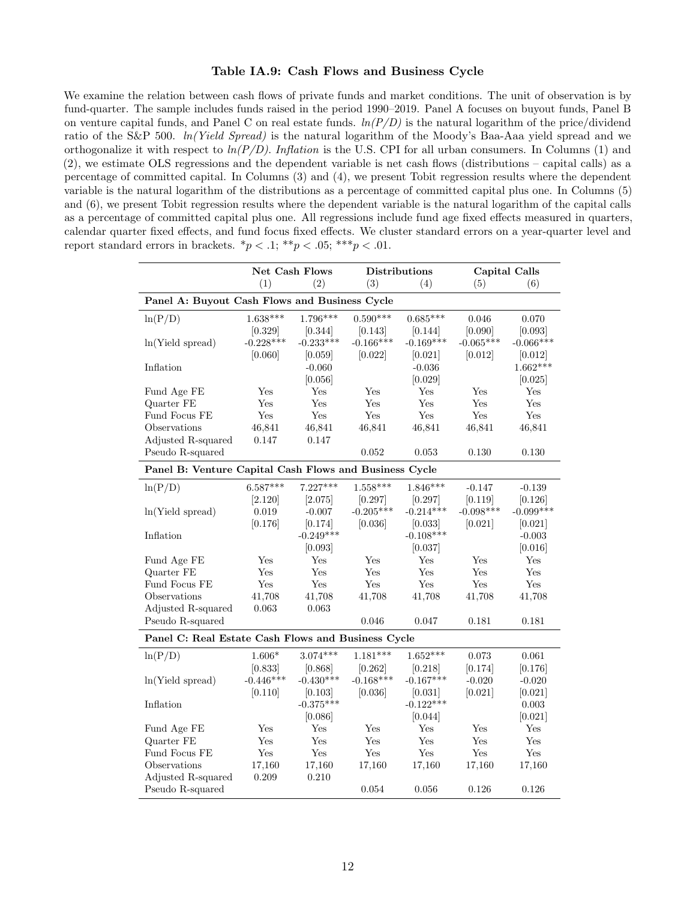### Table IA.9: Cash Flows and Business Cycle

We examine the relation between cash flows of private funds and market conditions. The unit of observation is by fund-quarter. The sample includes funds raised in the period 1990–2019. Panel A focuses on buyout funds, Panel B on venture capital funds, and Panel C on real estate funds. *ln(P/D)* is the natural logarithm of the price/dividend ratio of the S&P 500. *ln(Yield Spread)* is the natural logarithm of the Moody's Baa-Aaa yield spread and we orthogonalize it with respect to *ln(P/D)*. *Inflation* is the U.S. CPI for all urban consumers. In Columns (1) and (2), we estimate OLS regressions and the dependent variable is net cash flows (distributions – capital calls) as a percentage of committed capital. In Columns (3) and (4), we present Tobit regression results where the dependent variable is the natural logarithm of the distributions as a percentage of committed capital plus one. In Columns (5) and (6), we present Tobit regression results where the dependent variable is the natural logarithm of the capital calls as a percentage of committed capital plus one. All regressions include fund age fixed effects measured in quarters, calendar quarter fixed effects, and fund focus fixed effects. We cluster standard errors on a year-quarter level and report standard errors in brackets. \*$p < .1$; \*\*$p < .05$; \*\*\*$p < .01$.

| | **Net Cash Flows** | | **Distributions** | | **Capital Calls** | |
|---|---|---|---|---|---|---|
| | (1) | (2) | (3) | (4) | (5) | (6) |
| **Panel A: Buyout Cash Flows and Business Cycle** | | | | | | |
| ln(P/D) | 1.638*** | 1.796*** | 0.590*** | 0.685*** | 0.046 | 0.070 |
| | [0.329] | [0.344] | [0.143] | [0.144] | [0.090] | [0.093] |
| ln(Yield spread) | -0.228*** | -0.233*** | -0.166*** | -0.169*** | -0.065*** | -0.066*** |
| | [0.060] | [0.059] | [0.022] | [0.021] | [0.012] | [0.012] |
| Inflation | | -0.060 | | -0.036 | | 1.662*** |
| | | [0.056] | | [0.029] | | [0.025] |
| Fund Age FE | Yes | Yes | Yes | Yes | Yes | Yes |
| Quarter FE | Yes | Yes | Yes | Yes | Yes | Yes |
| Fund Focus FE | Yes | Yes | Yes | Yes | Yes | Yes |
| Observations | 46,841 | 46,841 | 46,841 | 46,841 | 46,841 | 46,841 |
| Adjusted R-squared | 0.147 | 0.147 | | | | |
| Pseudo R-squared | | | 0.052 | 0.053 | 0.130 | 0.130 |
| **Panel B: Venture Capital Cash Flows and Business Cycle** | | | | | | |
| ln(P/D) | 6.587*** | 7.227*** | 1.558*** | 1.846*** | -0.147 | -0.139 |
| | [2.120] | [2.075] | [0.297] | [0.297] | [0.119] | [0.126] |
| ln(Yield spread) | 0.019 | -0.007 | -0.205*** | -0.214*** | -0.098*** | -0.099*** |
| | [0.176] | [0.174] | [0.036] | [0.033] | [0.021] | [0.021] |
| Inflation | | -0.249*** | | -0.108*** | | -0.003 |
| | | [0.093] | | [0.037] | | [0.016] |
| Fund Age FE | Yes | Yes | Yes | Yes | Yes | Yes |
| Quarter FE | Yes | Yes | Yes | Yes | Yes | Yes |
| Fund Focus FE | Yes | Yes | Yes | Yes | Yes | Yes |
| Observations | 41,708 | 41,708 | 41,708 | 41,708 | 41,708 | 41,708 |
| Adjusted R-squared | 0.063 | 0.063 | | | | |
| Pseudo R-squared | | | 0.046 | 0.047 | 0.181 | 0.181 |
| **Panel C: Real Estate Cash Flows and Business Cycle** | | | | | | |
| ln(P/D) | 1.606* | 3.074*** | 1.181*** | 1.652*** | 0.073 | 0.061 |
| | [0.833] | [0.868] | [0.262] | [0.218] | [0.174] | [0.176] |
| ln(Yield spread) | -0.446*** | -0.430*** | -0.168*** | -0.167*** | -0.020 | -0.020 |
| | [0.110] | [0.103] | [0.036] | [0.031] | [0.021] | [0.021] |
| Inflation | | -0.375*** | | -0.122*** | | 0.003 |
| | | [0.086] | | [0.044] | | [0.021] |
| Fund Age FE | Yes | Yes | Yes | Yes | Yes | Yes |
| Quarter FE | Yes | Yes | Yes | Yes | Yes | Yes |
| Fund Focus FE | Yes | Yes | Yes | Yes | Yes | Yes |
| Observations | 17,160 | 17,160 | 17,160 | 17,160 | 17,160 | 17,160 |
| Adjusted R-squared | 0.209 | 0.210 | | | | |
| Pseudo R-squared | | | 0.054 | 0.056 | 0.126 | 0.126 |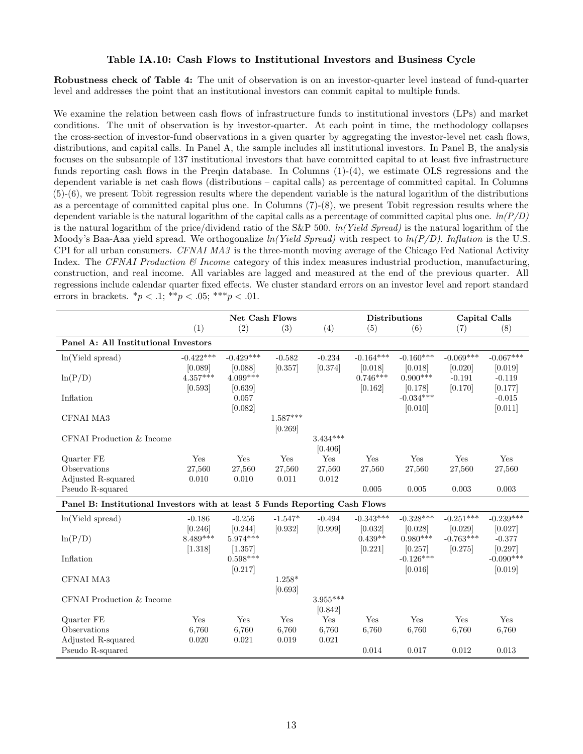### Table IA.10: Cash Flows to Institutional Investors and Business Cycle

**Robustness check of Table 4:** The unit of observation is on an investor-quarter level instead of fund-quarter level and addresses the point that an institutional investors can commit capital to multiple funds.

We examine the relation between cash flows of infrastructure funds to institutional investors (LPs) and market conditions. The unit of observation is by investor-quarter. At each point in time, the methodology collapses the cross-section of investor-fund observations in a given quarter by aggregating the investor-level net cash flows, distributions, and capital calls. In Panel A, the sample includes all institutional investors. In Panel B, the analysis focuses on the subsample of 137 institutional investors that have committed capital to at least five infrastructure funds reporting cash flows in the Preqin database. In Columns (1)-(4), we estimate OLS regressions and the dependent variable is net cash flows (distributions – capital calls) as percentage of committed capital. In Columns (5)-(6), we present Tobit regression results where the dependent variable is the natural logarithm of the distributions as a percentage of committed capital plus one. In Columns (7)-(8), we present Tobit regression results where the dependent variable is the natural logarithm of the capital calls as a percentage of committed capital plus one. *ln(P/D)* is the natural logarithm of the price/dividend ratio of the S&P 500. *ln(Yield Spread)* is the natural logarithm of the Moody's Baa-Aaa yield spread. We orthogonalize *ln(Yield Spread)* with respect to *ln(P/D)*. *Inflation* is the U.S. CPI for all urban consumers. *CFNAI MA3* is the three-month moving average of the Chicago Fed National Activity Index. The *CFNAI Production & Income* category of this index measures industrial production, manufacturing, construction, and real income. All variables are lagged and measured at the end of the previous quarter. All regressions include calendar quarter fixed effects. We cluster standard errors on an investor level and report standard errors in brackets. \*$p < .1$; \*\*$p < .05$; \*\*\*$p < .01$.

| | Net Cash Flows | | | | Distributions | | Capital Calls | |
|---|---|---|---|---|---|---|---|---|
| | (1) | (2) | (3) | (4) | (5) | (6) | (7) | (8) |
| **Panel A: All Institutional Investors** | | | | | | | | |
| ln(Yield spread) | -0.422*** | -0.429*** | -0.582 | -0.234 | -0.164*** | -0.160*** | -0.069*** | -0.067*** |
| | [0.089] | [0.088] | [0.357] | [0.374] | [0.018] | [0.018] | [0.020] | [0.019] |
| ln(P/D) | 4.357*** | 4.099*** | | | 0.746*** | 0.900*** | -0.191 | -0.119 |
| | [0.593] | [0.639] | | | [0.162] | [0.178] | [0.170] | [0.177] |
| Inflation | | 0.057 | | | | -0.034*** | | -0.015 |
| | | [0.082] | | | | [0.010] | | [0.011] |
| CFNAI MA3 | | | 1.587*** | | | | | |
| | | | [0.269] | | | | | |
| CFNAI Production & Income | | | | 3.434*** | | | | |
| | | | | [0.406] | | | | |
| Quarter FE | Yes | Yes | Yes | Yes | Yes | Yes | Yes | Yes |
| Observations | 27,560 | 27,560 | 27,560 | 27,560 | 27,560 | 27,560 | 27,560 | 27,560 |
| Adjusted R-squared | 0.010 | 0.010 | 0.011 | 0.012 | | | | |
| Pseudo R-squared | | | | | 0.005 | 0.005 | 0.003 | 0.003 |
| **Panel B: Institutional Investors with at least 5 Funds Reporting Cash Flows** | | | | | | | | |
| ln(Yield spread) | -0.186 | -0.256 | -1.547* | -0.494 | -0.343*** | -0.328*** | -0.251*** | -0.239*** |
| | [0.246] | [0.244] | [0.932] | [0.999] | [0.032] | [0.028] | [0.029] | [0.027] |
| ln(P/D) | 8.489*** | 5.974*** | | | 0.439** | 0.980*** | -0.763*** | -0.377 |
| | [1.318] | [1.357] | | | [0.221] | [0.257] | [0.275] | [0.297] |
| Inflation | | 0.598*** | | | | -0.126*** | | -0.090*** |
| | | [0.217] | | | | [0.016] | | [0.019] |
| CFNAI MA3 | | | 1.258* | | | | | |
| | | | [0.693] | | | | | |
| CFNAI Production & Income | | | | 3.955*** | | | | |
| | | | | [0.842] | | | | |
| Quarter FE | Yes | Yes | Yes | Yes | Yes | Yes | Yes | Yes |
| Observations | 6,760 | 6,760 | 6,760 | 6,760 | 6,760 | 6,760 | 6,760 | 6,760 |
| Adjusted R-squared | 0.020 | 0.021 | 0.019 | 0.021 | | | | |
| Pseudo R-squared | | | | | 0.014 | 0.017 | 0.012 | 0.013 |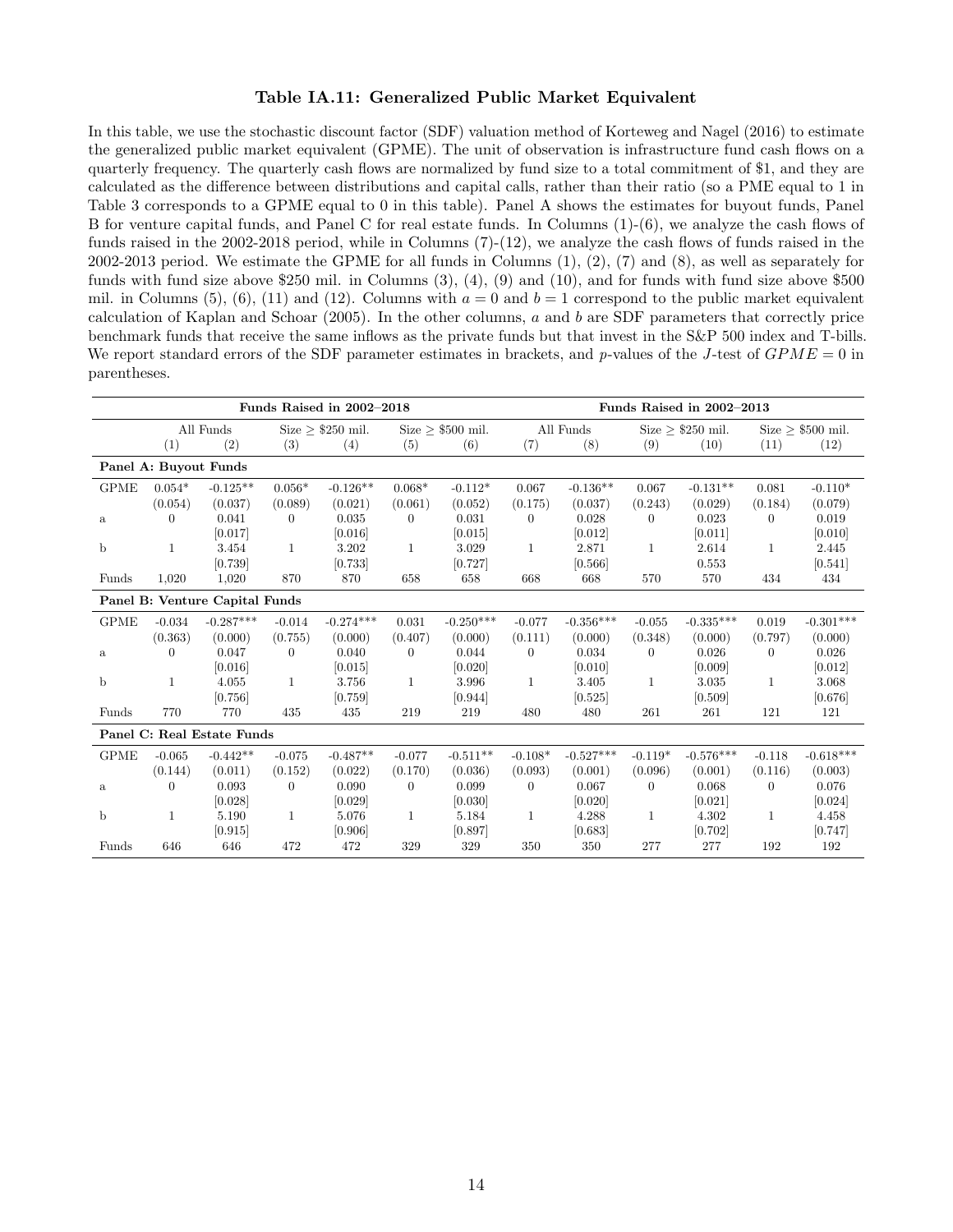**Table IA.11: Generalized Public Market Equivalent**

In this table, we use the stochastic discount factor (SDF) valuation method of Korteweg and Nagel (2016) to estimate the generalized public market equivalent (GPME). The unit of observation is infrastructure fund cash flows on a quarterly frequency. The quarterly cash flows are normalized by fund size to a total commitment of \$1, and they are calculated as the difference between distributions and capital calls, rather than their ratio (so a PME equal to 1 in Table 3 corresponds to a GPME equal to 0 in this table). Panel A shows the estimates for buyout funds, Panel B for venture capital funds, and Panel C for real estate funds. In Columns (1)-(6), we analyze the cash flows of funds raised in the 2002-2018 period, while in Columns (7)-(12), we analyze the cash flows of funds raised in the 2002-2013 period. We estimate the GPME for all funds in Columns (1), (2), (7) and (8), as well as separately for funds with fund size above \$250 mil. in Columns (3), (4), (9) and (10), and for funds with fund size above \$500 mil. in Columns (5), (6), (11) and (12). Columns with $a = 0$ and $b = 1$ correspond to the public market equivalent calculation of Kaplan and Schoar (2005). In the other columns, $a$ and $b$ are SDF parameters that correctly price benchmark funds that receive the same inflows as the private funds but that invest in the S&P 500 index and T-bills. We report standard errors of the SDF parameter estimates in brackets, and $p$-values of the $J$-test of $GPME = 0$ in parentheses.

| | Funds Raised in 2002–2018 | | | | | | Funds Raised in 2002–2013 | | | | | |
|---|---|---|---|---|---|---|---|---|---|---|---|---|
| | All Funds | | Size ≥ \$250 mil. | | Size ≥ \$500 mil. | | All Funds | | Size ≥ \$250 mil. | | Size ≥ \$500 mil. | |
| | (1) | (2) | (3) | (4) | (5) | (6) | (7) | (8) | (9) | (10) | (11) | (12) |
| **Panel A: Buyout Funds** | | | | | | | | | | | | |
| GPME | 0.054* | -0.125** | 0.056* | -0.126** | 0.068* | -0.112* | 0.067 | -0.136** | 0.067 | -0.131** | 0.081 | -0.110* |
| | (0.054) | (0.037) | (0.089) | (0.021) | (0.061) | (0.052) | (0.175) | (0.037) | (0.243) | (0.029) | (0.184) | (0.079) |
| a | 0 | 0.041 | 0 | 0.035 | 0 | 0.031 | 0 | 0.028 | 0 | 0.023 | 0 | 0.019 |
| | | [0.017] | | [0.016] | | [0.015] | | [0.012] | | [0.011] | | [0.010] |
| b | 1 | 3.454 | 1 | 3.202 | 1 | 3.029 | 1 | 2.871 | 1 | 2.614 | 1 | 2.445 |
| | | [0.739] | | [0.733] | | [0.727] | | [0.566] | | 0.553 | | [0.541] |
| Funds | 1,020 | 1,020 | 870 | 870 | 658 | 658 | 668 | 668 | 570 | 570 | 434 | 434 |
| **Panel B: Venture Capital Funds** | | | | | | | | | | | | |
| GPME | -0.034 | -0.287*** | -0.014 | -0.274*** | 0.031 | -0.250*** | -0.077 | -0.356*** | -0.055 | -0.335*** | 0.019 | -0.301*** |
| | (0.363) | (0.000) | (0.755) | (0.000) | (0.407) | (0.000) | (0.111) | (0.000) | (0.348) | (0.000) | (0.797) | (0.000) |
| a | 0 | 0.047 | 0 | 0.040 | 0 | 0.044 | 0 | 0.034 | 0 | 0.026 | 0 | 0.026 |
| | | [0.016] | | [0.015] | | [0.020] | | [0.010] | | [0.009] | | [0.012] |
| b | 1 | 4.055 | 1 | 3.756 | 1 | 3.996 | 1 | 3.405 | 1 | 3.035 | 1 | 3.068 |
| | | [0.756] | | [0.759] | | [0.944] | | [0.525] | | [0.509] | | [0.676] |
| Funds | 770 | 770 | 435 | 435 | 219 | 219 | 480 | 480 | 261 | 261 | 121 | 121 |
| **Panel C: Real Estate Funds** | | | | | | | | | | | | |
| GPME | -0.065 | -0.442** | -0.075 | -0.487** | -0.077 | -0.511** | -0.108* | -0.527*** | -0.119* | -0.576*** | -0.118 | -0.618*** |
| | (0.144) | (0.011) | (0.152) | (0.022) | (0.170) | (0.036) | (0.093) | (0.001) | (0.096) | (0.001) | (0.116) | (0.003) |
| a | 0 | 0.093 | 0 | 0.090 | 0 | 0.099 | 0 | 0.067 | 0 | 0.068 | 0 | 0.076 |
| | | [0.028] | | [0.029] | | [0.030] | | [0.020] | | [0.021] | | [0.024] |
| b | 1 | 5.190 | 1 | 5.076 | 1 | 5.184 | 1 | 4.288 | 1 | 4.302 | 1 | 4.458 |
| | | [0.915] | | [0.906] | | [0.897] | | [0.683] | | [0.702] | | [0.747] |
| Funds | 646 | 646 | 472 | 472 | 329 | 329 | 350 | 350 | 277 | 277 | 192 | 192 |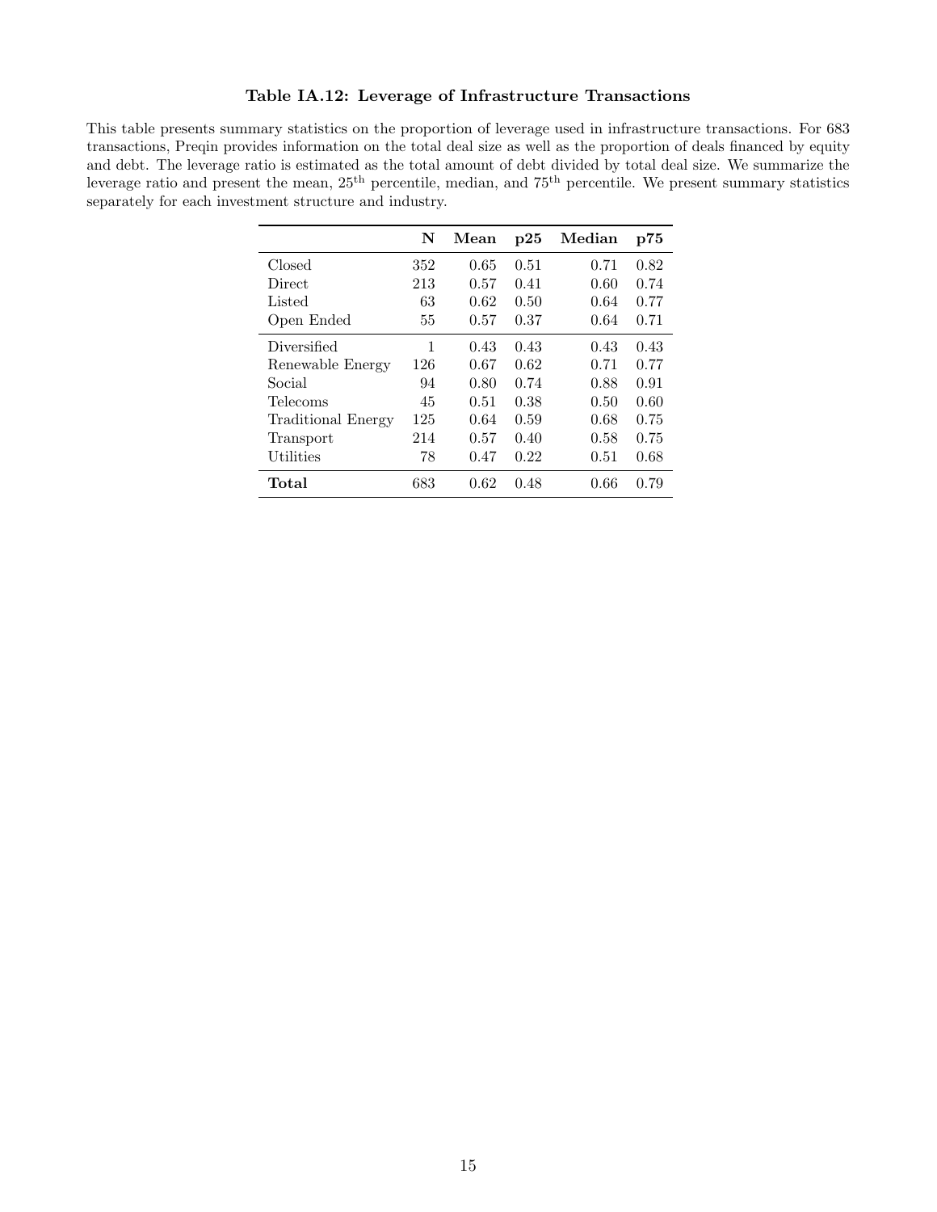### Table IA.12: Leverage of Infrastructure Transactions

This table presents summary statistics on the proportion of leverage used in infrastructure transactions. For 683 transactions, Preqin provides information on the total deal size as well as the proportion of deals financed by equity and debt. The leverage ratio is estimated as the total amount of debt divided by total deal size. We summarize the leverage ratio and present the mean, 25$^{th}$ percentile, median, and 75$^{th}$ percentile. We present summary statistics separately for each investment structure and industry.

| | N | Mean | p25 | Median | p75 |
|---|---|---|---|---|---|
| Closed | 352 | 0.65 | 0.51 | 0.71 | 0.82 |
| Direct | 213 | 0.57 | 0.41 | 0.60 | 0.74 |
| Listed | 63 | 0.62 | 0.50 | 0.64 | 0.77 |
| Open Ended | 55 | 0.57 | 0.37 | 0.64 | 0.71 |
| Diversified | 1 | 0.43 | 0.43 | 0.43 | 0.43 |
| Renewable Energy | 126 | 0.67 | 0.62 | 0.71 | 0.77 |
| Social | 94 | 0.80 | 0.74 | 0.88 | 0.91 |
| Telecoms | 45 | 0.51 | 0.38 | 0.50 | 0.60 |
| Traditional Energy | 125 | 0.64 | 0.59 | 0.68 | 0.75 |
| Transport | 214 | 0.57 | 0.40 | 0.58 | 0.75 |
| Utilities | 78 | 0.47 | 0.22 | 0.51 | 0.68 |
| **Total** | 683 | 0.62 | 0.48 | 0.66 | 0.79 |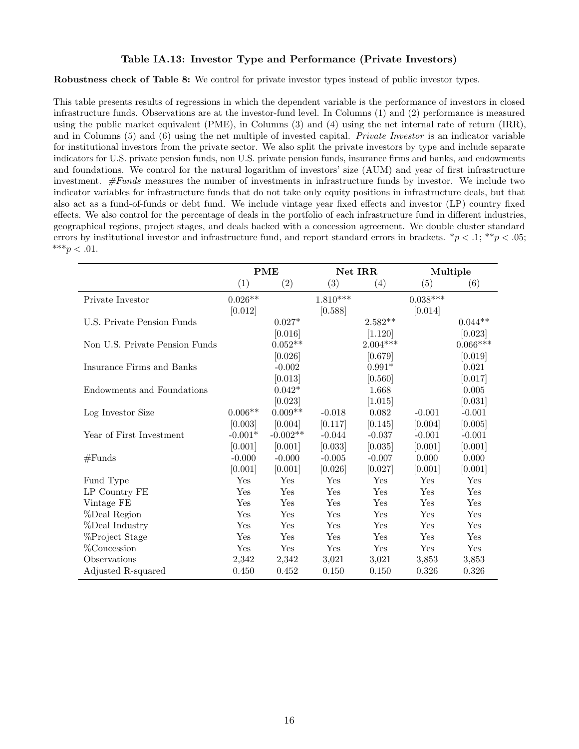### Table IA.13: Investor Type and Performance (Private Investors)

**Robustness check of Table 8:** We control for private investor types instead of public investor types.

This table presents results of regressions in which the dependent variable is the performance of investors in closed infrastructure funds. Observations are at the investor-fund level. In Columns (1) and (2) performance is measured using the public market equivalent (PME), in Columns (3) and (4) using the net internal rate of return (IRR), and in Columns (5) and (6) using the net multiple of invested capital. *Private Investor* is an indicator variable for institutional investors from the private sector. We also split the private investors by type and include separate indicators for U.S. private pension funds, non U.S. private pension funds, insurance firms and banks, and endowments and foundations. We control for the natural logarithm of investors' size (AUM) and year of first infrastructure investment. *#Funds* measures the number of investments in infrastructure funds by investor. We include two indicator variables for infrastructure funds that do not take only equity positions in infrastructure deals, but that also act as a fund-of-funds or debt fund. We include vintage year fixed effects and investor (LP) country fixed effects. We also control for the percentage of deals in the portfolio of each infrastructure fund in different industries, geographical regions, project stages, and deals backed with a concession agreement. We double cluster standard errors by institutional investor and infrastructure fund, and report standard errors in brackets. \*$p < .1$; \*\*$p < .05$; \*\*\*$p < .01$.

| | **PME** | | **Net IRR** | | **Multiple** | |
|---|---|---|---|---|---|---|
| | (1) | (2) | (3) | (4) | (5) | (6) |
| Private Investor | 0.026** | | 1.810*** | | 0.038*** | |
| | [0.012] | | [0.588] | | [0.014] | |
| U.S. Private Pension Funds | | 0.027* | | 2.582** | | 0.044** |
| | | [0.016] | | [1.120] | | [0.023] |
| Non U.S. Private Pension Funds | | 0.052** | | 2.004*** | | 0.066*** |
| | | [0.026] | | [0.679] | | [0.019] |
| Insurance Firms and Banks | | -0.002 | | 0.991* | | 0.021 |
| | | [0.013] | | [0.560] | | [0.017] |
| Endowments and Foundations | | 0.042* | | 1.668 | | 0.005 |
| | | [0.023] | | [1.015] | | [0.031] |
| Log Investor Size | 0.006** | 0.009** | -0.018 | 0.082 | -0.001 | -0.001 |
| | [0.003] | [0.004] | [0.117] | [0.145] | [0.004] | [0.005] |
| Year of First Investment | -0.001* | -0.002** | -0.044 | -0.037 | -0.001 | -0.001 |
| | [0.001] | [0.001] | [0.033] | [0.035] | [0.001] | [0.001] |
| #Funds | -0.000 | -0.000 | -0.005 | -0.007 | 0.000 | 0.000 |
| | [0.001] | [0.001] | [0.026] | [0.027] | [0.001] | [0.001] |
| Fund Type | Yes | Yes | Yes | Yes | Yes | Yes |
| LP Country FE | Yes | Yes | Yes | Yes | Yes | Yes |
| Vintage FE | Yes | Yes | Yes | Yes | Yes | Yes |
| %Deal Region | Yes | Yes | Yes | Yes | Yes | Yes |
| %Deal Industry | Yes | Yes | Yes | Yes | Yes | Yes |
| %Project Stage | Yes | Yes | Yes | Yes | Yes | Yes |
| %Concession | Yes | Yes | Yes | Yes | Yes | Yes |
| Observations | 2,342 | 2,342 | 3,021 | 3,021 | 3,853 | 3,853 |
| Adjusted R-squared | 0.450 | 0.452 | 0.150 | 0.150 | 0.326 | 0.326 |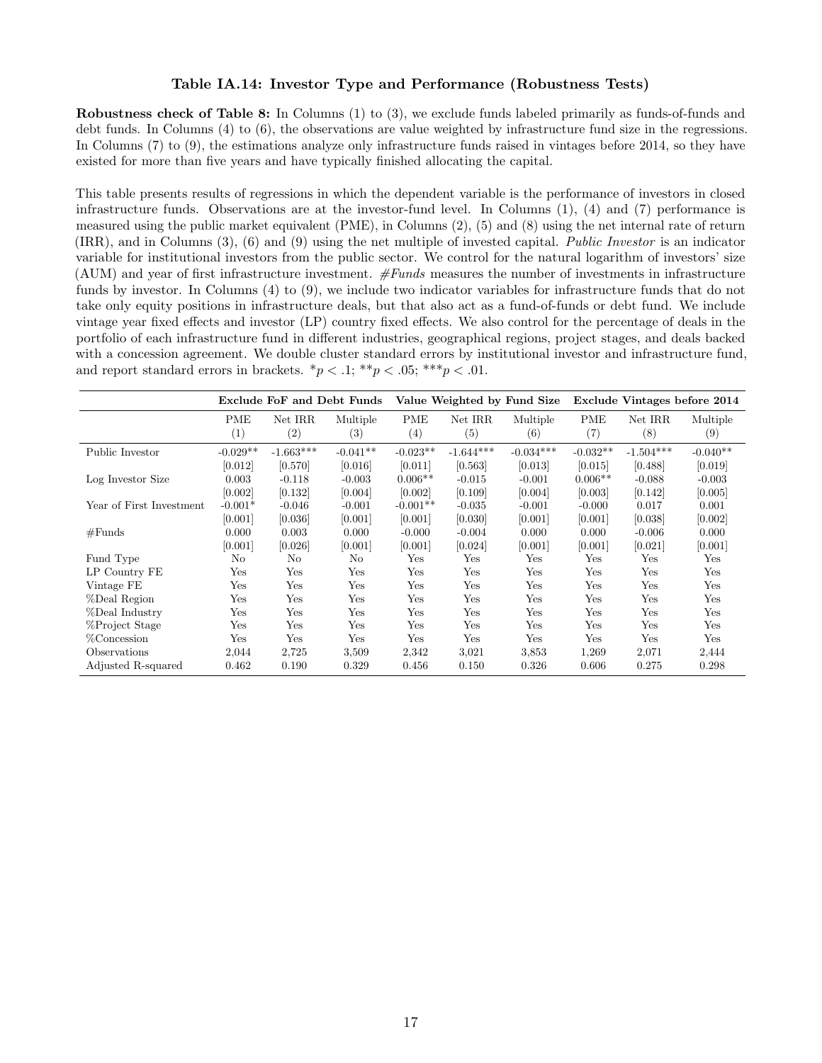### Table IA.14: Investor Type and Performance (Robustness Tests)

**Robustness check of Table 8:** In Columns (1) to (3), we exclude funds labeled primarily as funds-of-funds and debt funds. In Columns (4) to (6), the observations are value weighted by infrastructure fund size in the regressions. In Columns (7) to (9), the estimations analyze only infrastructure funds raised in vintages before 2014, so they have existed for more than five years and have typically finished allocating the capital.

This table presents results of regressions in which the dependent variable is the performance of investors in closed infrastructure funds. Observations are at the investor-fund level. In Columns (1), (4) and (7) performance is measured using the public market equivalent (PME), in Columns (2), (5) and (8) using the net internal rate of return (IRR), and in Columns (3), (6) and (9) using the net multiple of invested capital. *Public Investor* is an indicator variable for institutional investors from the public sector. We control for the natural logarithm of investors' size (AUM) and year of first infrastructure investment. *#Funds* measures the number of investments in infrastructure funds by investor. In Columns (4) to (9), we include two indicator variables for infrastructure funds that do not take only equity positions in infrastructure deals, but that also act as a fund-of-funds or debt fund. We include vintage year fixed effects and investor (LP) country fixed effects. We also control for the percentage of deals in the portfolio of each infrastructure fund in different industries, geographical regions, project stages, and deals backed with a concession agreement. We double cluster standard errors by institutional investor and infrastructure fund, and report standard errors in brackets. \*$p < .1$; \*\*$p < .05$; \*\*\*$p < .01$.

| | Exclude FoF and Debt Funds | | | Value Weighted by Fund Size | | | Exclude Vintages before 2014 | | |
|---|---|---|---|---|---|---|---|---|---|
| | PME (1) | Net IRR (2) | Multiple (3) | PME (4) | Net IRR (5) | Multiple (6) | PME (7) | Net IRR (8) | Multiple (9) |
| Public Investor | -0.029** | -1.663*** | -0.041** | -0.023** | -1.644*** | -0.034*** | -0.032** | -1.504*** | -0.040** |
| | [0.012] | [0.570] | [0.016] | [0.011] | [0.563] | [0.013] | [0.015] | [0.488] | [0.019] |
| Log Investor Size | 0.003 | -0.118 | -0.003 | 0.006** | -0.015 | -0.001 | 0.006** | -0.088 | -0.003 |
| | [0.002] | [0.132] | [0.004] | [0.002] | [0.109] | [0.004] | [0.003] | [0.142] | [0.005] |
| Year of First Investment | -0.001* | -0.046 | -0.001 | -0.001** | -0.035 | -0.001 | -0.000 | 0.017 | 0.001 |
| | [0.001] | [0.036] | [0.001] | [0.001] | [0.030] | [0.001] | [0.001] | [0.038] | [0.002] |
| #Funds | 0.000 | 0.003 | 0.000 | -0.000 | -0.004 | 0.000 | 0.000 | -0.006 | 0.000 |
| | [0.001] | [0.026] | [0.001] | [0.001] | [0.024] | [0.001] | [0.001] | [0.021] | [0.001] |
| Fund Type | No | No | No | Yes | Yes | Yes | Yes | Yes | Yes |
| LP Country FE | Yes | Yes | Yes | Yes | Yes | Yes | Yes | Yes | Yes |
| Vintage FE | Yes | Yes | Yes | Yes | Yes | Yes | Yes | Yes | Yes |
| %Deal Region | Yes | Yes | Yes | Yes | Yes | Yes | Yes | Yes | Yes |
| %Deal Industry | Yes | Yes | Yes | Yes | Yes | Yes | Yes | Yes | Yes |
| %Project Stage | Yes | Yes | Yes | Yes | Yes | Yes | Yes | Yes | Yes |
| %Concession | Yes | Yes | Yes | Yes | Yes | Yes | Yes | Yes | Yes |
| Observations | 2,044 | 2,725 | 3,509 | 2,342 | 3,021 | 3,853 | 1,269 | 2,071 | 2,444 |
| Adjusted R-squared | 0.462 | 0.190 | 0.329 | 0.456 | 0.150 | 0.326 | 0.606 | 0.275 | 0.298 |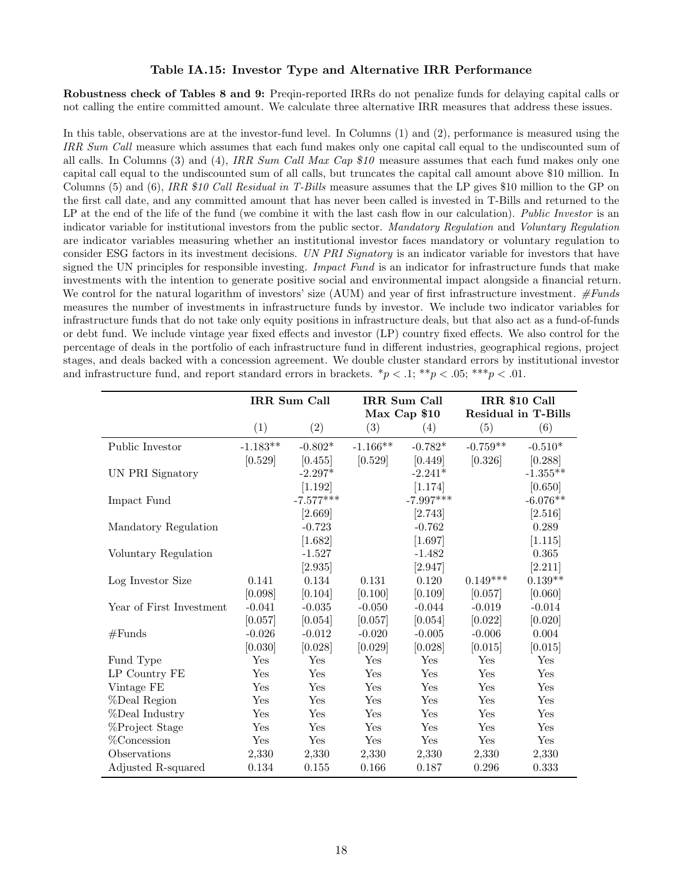### Table IA.15: Investor Type and Alternative IRR Performance

**Robustness check of Tables 8 and 9:** Preqin-reported IRRs do not penalize funds for delaying capital calls or not calling the entire committed amount. We calculate three alternative IRR measures that address these issues.

In this table, observations are at the investor-fund level. In Columns (1) and (2), performance is measured using the *IRR Sum Call* measure which assumes that each fund makes only one capital call equal to the undiscounted sum of all calls. In Columns (3) and (4), *IRR Sum Call Max Cap $10* measure assumes that each fund makes only one capital call equal to the undiscounted sum of all calls, but truncates the capital call amount above $10 million. In Columns (5) and (6), *IRR $10 Call Residual in T-Bills* measure assumes that the LP gives $10 million to the GP on the first call date, and any committed amount that has never been called is invested in T-Bills and returned to the LP at the end of the life of the fund (we combine it with the last cash flow in our calculation). *Public Investor* is an indicator variable for institutional investors from the public sector. *Mandatory Regulation* and *Voluntary Regulation* are indicator variables measuring whether an institutional investor faces mandatory or voluntary regulation to consider ESG factors in its investment decisions. *UN PRI Signatory* is an indicator variable for investors that have signed the UN principles for responsible investing. *Impact Fund* is an indicator for infrastructure funds that make investments with the intention to generate positive social and environmental impact alongside a financial return. We control for the natural logarithm of investors' size (AUM) and year of first infrastructure investment. *#Funds* measures the number of investments in infrastructure funds by investor. We include two indicator variables for infrastructure funds that do not take only equity positions in infrastructure deals, but that also act as a fund-of-funds or debt fund. We include vintage year fixed effects and investor (LP) country fixed effects. We also control for the percentage of deals in the portfolio of each infrastructure fund in different industries, geographical regions, project stages, and deals backed with a concession agreement. We double cluster standard errors by institutional investor and infrastructure fund, and report standard errors in brackets. *$p < .1$; **$p < .05$; ***$p < .01$.

| | **IRR Sum Call** | | **IRR Sum Call Max Cap $10** | | **IRR $10 Call Residual in T-Bills** | |
|---|---|---|---|---|---|---|
| | (1) | (2) | (3) | (4) | (5) | (6) |
| Public Investor | -1.183** | -0.802* | -1.166** | -0.782* | -0.759** | -0.510* |
| | [0.529] | [0.455] | [0.529] | [0.449] | [0.326] | [0.288] |
| UN PRI Signatory | | -2.297* | | -2.241* | | -1.355** |
| | | [1.192] | | [1.174] | | [0.650] |
| Impact Fund | | -7.577*** | | -7.997*** | | -6.076** |
| | | [2.669] | | [2.743] | | [2.516] |
| Mandatory Regulation | | -0.723 | | -0.762 | | 0.289 |
| | | [1.682] | | [1.697] | | [1.115] |
| Voluntary Regulation | | -1.527 | | -1.482 | | 0.365 |
| | | [2.935] | | [2.947] | | [2.211] |
| Log Investor Size | 0.141 | 0.134 | 0.131 | 0.120 | 0.149*** | 0.139** |
| | [0.098] | [0.104] | [0.100] | [0.109] | [0.057] | [0.060] |
| Year of First Investment | -0.041 | -0.035 | -0.050 | -0.044 | -0.019 | -0.014 |
| | [0.057] | [0.054] | [0.057] | [0.054] | [0.022] | [0.020] |
| #Funds | -0.026 | -0.012 | -0.020 | -0.005 | -0.006 | 0.004 |
| | [0.030] | [0.028] | [0.029] | [0.028] | [0.015] | [0.015] |
| Fund Type | Yes | Yes | Yes | Yes | Yes | Yes |
| LP Country FE | Yes | Yes | Yes | Yes | Yes | Yes |
| Vintage FE | Yes | Yes | Yes | Yes | Yes | Yes |
| %Deal Region | Yes | Yes | Yes | Yes | Yes | Yes |
| %Deal Industry | Yes | Yes | Yes | Yes | Yes | Yes |
| %Project Stage | Yes | Yes | Yes | Yes | Yes | Yes |
| %Concession | Yes | Yes | Yes | Yes | Yes | Yes |
| Observations | 2,330 | 2,330 | 2,330 | 2,330 | 2,330 | 2,330 |
| Adjusted R-squared | 0.134 | 0.155 | 0.166 | 0.187 | 0.296 | 0.333 |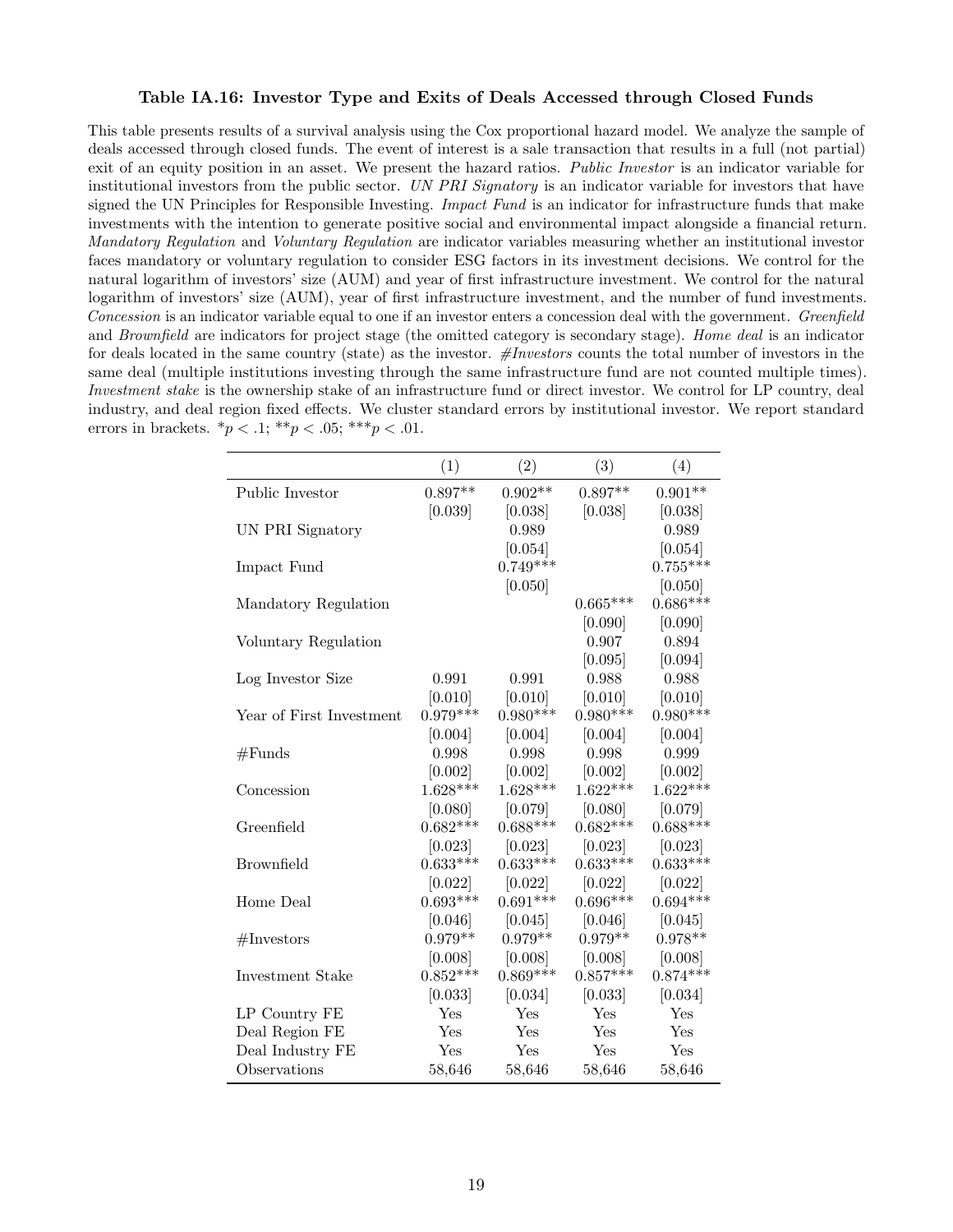### Table IA.16: Investor Type and Exits of Deals Accessed through Closed Funds

This table presents results of a survival analysis using the Cox proportional hazard model. We analyze the sample of deals accessed through closed funds. The event of interest is a sale transaction that results in a full (not partial) exit of an equity position in an asset. We present the hazard ratios. *Public Investor* is an indicator variable for institutional investors from the public sector. *UN PRI Signatory* is an indicator variable for investors that have signed the UN Principles for Responsible Investing. *Impact Fund* is an indicator for infrastructure funds that make investments with the intention to generate positive social and environmental impact alongside a financial return. *Mandatory Regulation* and *Voluntary Regulation* are indicator variables measuring whether an institutional investor faces mandatory or voluntary regulation to consider ESG factors in its investment decisions. We control for the natural logarithm of investors' size (AUM) and year of first infrastructure investment. We control for the natural logarithm of investors' size (AUM), year of first infrastructure investment, and the number of fund investments. *Concession* is an indicator variable equal to one if an investor enters a concession deal with the government. *Greenfield* and *Brownfield* are indicators for project stage (the omitted category is secondary stage). *Home deal* is an indicator for deals located in the same country (state) as the investor. *#Investors* counts the total number of investors in the same deal (multiple institutions investing through the same infrastructure fund are not counted multiple times). *Investment stake* is the ownership stake of an infrastructure fund or direct investor. We control for LP country, deal industry, and deal region fixed effects. We cluster standard errors by institutional investor. We report standard errors in brackets. \*$p < .1$; \*\*$p < .05$; \*\*\*$p < .01$.

| | (1) | (2) | (3) | (4) |
|---|---|---|---|---|
| Public Investor | 0.897** | 0.902** | 0.897** | 0.901** |
| | [0.039] | [0.038] | [0.038] | [0.038] |
| UN PRI Signatory | | 0.989 | | 0.989 |
| | | [0.054] | | [0.054] |
| Impact Fund | | 0.749*** | | 0.755*** |
| | | [0.050] | | [0.050] |
| Mandatory Regulation | | | 0.665*** | 0.686*** |
| | | | [0.090] | [0.090] |
| Voluntary Regulation | | | 0.907 | 0.894 |
| | | | [0.095] | [0.094] |
| Log Investor Size | 0.991 | 0.991 | 0.988 | 0.988 |
| | [0.010] | [0.010] | [0.010] | [0.010] |
| Year of First Investment | 0.979*** | 0.980*** | 0.980*** | 0.980*** |
| | [0.004] | [0.004] | [0.004] | [0.004] |
| #Funds | 0.998 | 0.998 | 0.998 | 0.999 |
| | [0.002] | [0.002] | [0.002] | [0.002] |
| Concession | 1.628*** | 1.628*** | 1.622*** | 1.622*** |
| | [0.080] | [0.079] | [0.080] | [0.079] |
| Greenfield | 0.682*** | 0.688*** | 0.682*** | 0.688*** |
| | [0.023] | [0.023] | [0.023] | [0.023] |
| Brownfield | 0.633*** | 0.633*** | 0.633*** | 0.633*** |
| | [0.022] | [0.022] | [0.022] | [0.022] |
| Home Deal | 0.693*** | 0.691*** | 0.696*** | 0.694*** |
| | [0.046] | [0.045] | [0.046] | [0.045] |
| #Investors | 0.979** | 0.979** | 0.979** | 0.978** |
| | [0.008] | [0.008] | [0.008] | [0.008] |
| Investment Stake | 0.852*** | 0.869*** | 0.857*** | 0.874*** |
| | [0.033] | [0.034] | [0.033] | [0.034] |
| LP Country FE | Yes | Yes | Yes | Yes |
| Deal Region FE | Yes | Yes | Yes | Yes |
| Deal Industry FE | Yes | Yes | Yes | Yes |
| Observations | 58,646 | 58,646 | 58,646 | 58,646 |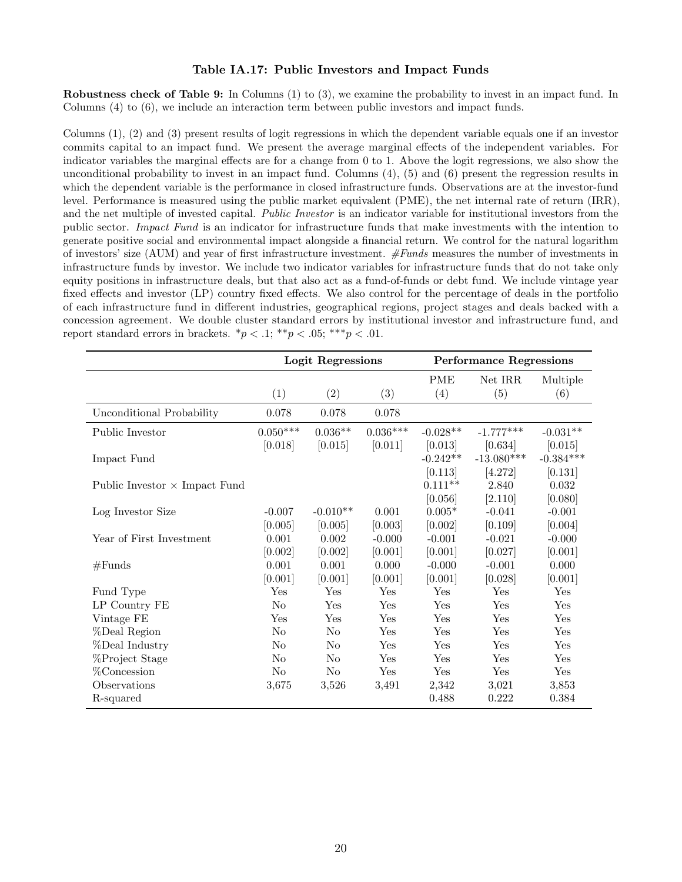**Table IA.17: Public Investors and Impact Funds**

**Robustness check of Table 9:** In Columns (1) to (3), we examine the probability to invest in an impact fund. In Columns (4) to (6), we include an interaction term between public investors and impact funds.

Columns (1), (2) and (3) present results of logit regressions in which the dependent variable equals one if an investor commits capital to an impact fund. We present the average marginal effects of the independent variables. For indicator variables the marginal effects are for a change from 0 to 1. Above the logit regressions, we also show the unconditional probability to invest in an impact fund. Columns (4), (5) and (6) present the regression results in which the dependent variable is the performance in closed infrastructure funds. Observations are at the investor-fund level. Performance is measured using the public market equivalent (PME), the net internal rate of return (IRR), and the net multiple of invested capital. *Public Investor* is an indicator variable for institutional investors from the public sector. *Impact Fund* is an indicator for infrastructure funds that make investments with the intention to generate positive social and environmental impact alongside a financial return. We control for the natural logarithm of investors' size (AUM) and year of first infrastructure investment. *#Funds* measures the number of investments in infrastructure funds by investor. We include two indicator variables for infrastructure funds that do not take only equity positions in infrastructure deals, but that also act as a fund-of-funds or debt fund. We include vintage year fixed effects and investor (LP) country fixed effects. We also control for the percentage of deals in the portfolio of each infrastructure fund in different industries, geographical regions, project stages and deals backed with a concession agreement. We double cluster standard errors by institutional investor and infrastructure fund, and report standard errors in brackets. \*$p < .1$; \*\*$p < .05$; \*\*\*$p < .01$.

| | **Logit Regressions** | | | **Performance Regressions** | | |
|---|---|---|---|---|---|---|
| | | | | PME | Net IRR | Multiple |
| | (1) | (2) | (3) | (4) | (5) | (6) |
| Unconditional Probability | 0.078 | 0.078 | 0.078 | | | |
| Public Investor | 0.050*** | 0.036** | 0.036*** | -0.028** | -1.777*** | -0.031** |
| | [0.018] | [0.015] | [0.011] | [0.013] | [0.634] | [0.015] |
| Impact Fund | | | | -0.242** | -13.080*** | -0.384*** |
| | | | | [0.113] | [4.272] | [0.131] |
| Public Investor × Impact Fund | | | | 0.111** | 2.840 | 0.032 |
| | | | | [0.056] | [2.110] | [0.080] |
| Log Investor Size | -0.007 | -0.010** | 0.001 | 0.005* | -0.041 | -0.001 |
| | [0.005] | [0.005] | [0.003] | [0.002] | [0.109] | [0.004] |
| Year of First Investment | 0.001 | 0.002 | -0.000 | -0.001 | -0.021 | -0.000 |
| | [0.002] | [0.002] | [0.001] | [0.001] | [0.027] | [0.001] |
| #Funds | 0.001 | 0.001 | 0.000 | -0.000 | -0.001 | 0.000 |
| | [0.001] | [0.001] | [0.001] | [0.001] | [0.028] | [0.001] |
| Fund Type | Yes | Yes | Yes | Yes | Yes | Yes |
| LP Country FE | No | Yes | Yes | Yes | Yes | Yes |
| Vintage FE | Yes | Yes | Yes | Yes | Yes | Yes |
| %Deal Region | No | No | Yes | Yes | Yes | Yes |
| %Deal Industry | No | No | Yes | Yes | Yes | Yes |
| %Project Stage | No | No | Yes | Yes | Yes | Yes |
| %Concession | No | No | Yes | Yes | Yes | Yes |
| Observations | 3,675 | 3,526 | 3,491 | 2,342 | 3,021 | 3,853 |
| R-squared | | | | 0.488 | 0.222 | 0.384 |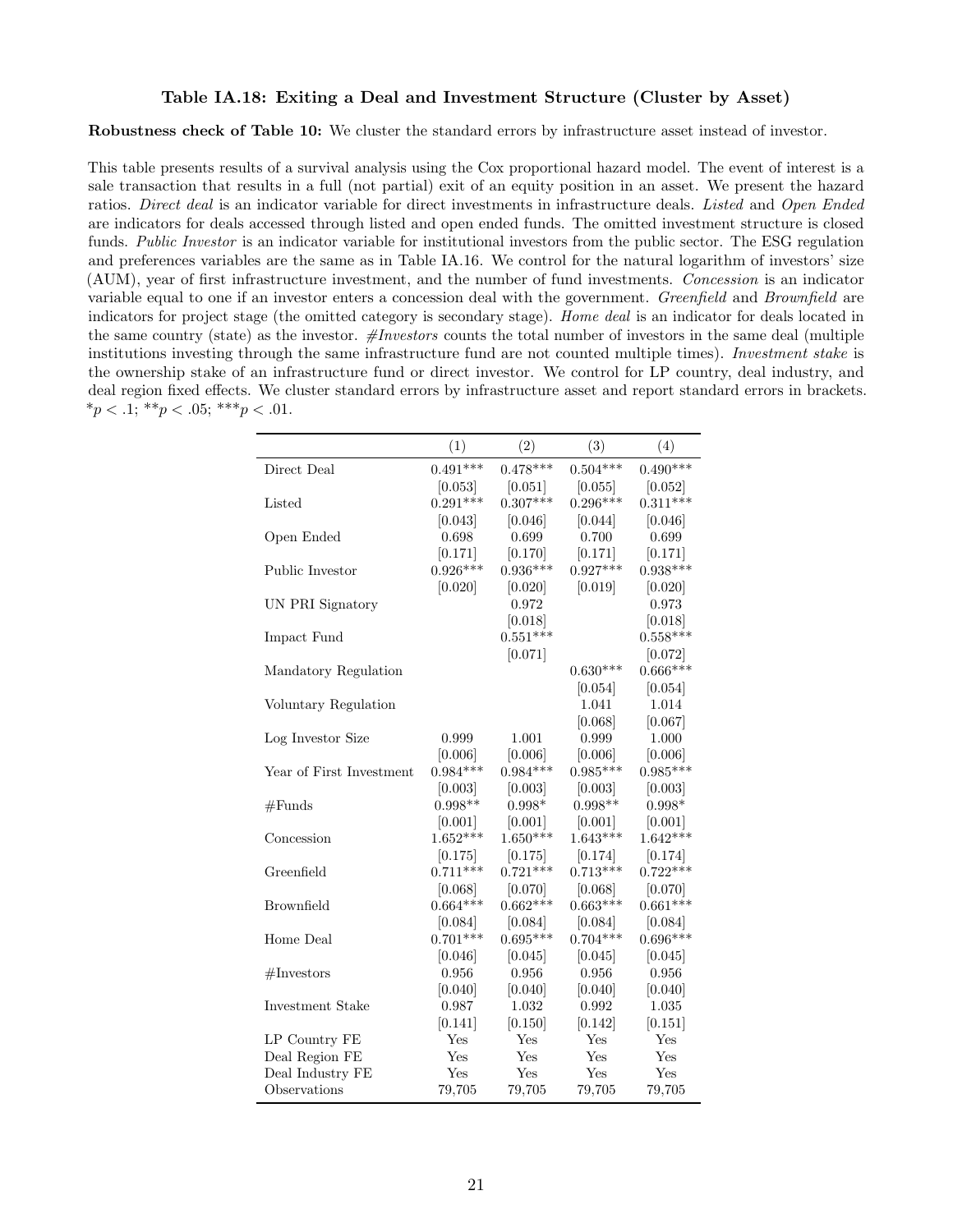### Table IA.18: Exiting a Deal and Investment Structure (Cluster by Asset)

**Robustness check of Table 10:** We cluster the standard errors by infrastructure asset instead of investor.

This table presents results of a survival analysis using the Cox proportional hazard model. The event of interest is a sale transaction that results in a full (not partial) exit of an equity position in an asset. We present the hazard ratios. *Direct deal* is an indicator variable for direct investments in infrastructure deals. *Listed* and *Open Ended* are indicators for deals accessed through listed and open ended funds. The omitted investment structure is closed funds. *Public Investor* is an indicator variable for institutional investors from the public sector. The ESG regulation and preferences variables are the same as in Table IA.16. We control for the natural logarithm of investors' size (AUM), year of first infrastructure investment, and the number of fund investments. *Concession* is an indicator variable equal to one if an investor enters a concession deal with the government. *Greenfield* and *Brownfield* are indicators for project stage (the omitted category is secondary stage). *Home deal* is an indicator for deals located in the same country (state) as the investor. *#Investors* counts the total number of investors in the same deal (multiple institutions investing through the same infrastructure fund are not counted multiple times). *Investment stake* is the ownership stake of an infrastructure fund or direct investor. We control for LP country, deal industry, and deal region fixed effects. We cluster standard errors by infrastructure asset and report standard errors in brackets. \*$p < .1$; \*\*$p < .05$; \*\*\*$p < .01$.

| | (1) | (2) | (3) | (4) |
|---|---|---|---|---|
| Direct Deal | 0.491*** | 0.478*** | 0.504*** | 0.490*** |
| | [0.053] | [0.051] | [0.055] | [0.052] |
| Listed | 0.291*** | 0.307*** | 0.296*** | 0.311*** |
| | [0.043] | [0.046] | [0.044] | [0.046] |
| Open Ended | 0.698 | 0.699 | 0.700 | 0.699 |
| | [0.171] | [0.170] | [0.171] | [0.171] |
| Public Investor | 0.926*** | 0.936*** | 0.927*** | 0.938*** |
| | [0.020] | [0.020] | [0.019] | [0.020] |
| UN PRI Signatory | | 0.972 | | 0.973 |
| | | [0.018] | | [0.018] |
| Impact Fund | | 0.551*** | | 0.558*** |
| | | [0.071] | | [0.072] |
| Mandatory Regulation | | | 0.630*** | 0.666*** |
| | | | [0.054] | [0.054] |
| Voluntary Regulation | | | 1.041 | 1.014 |
| | | | [0.068] | [0.067] |
| Log Investor Size | 0.999 | 1.001 | 0.999 | 1.000 |
| | [0.006] | [0.006] | [0.006] | [0.006] |
| Year of First Investment | 0.984*** | 0.984*** | 0.985*** | 0.985*** |
| | [0.003] | [0.003] | [0.003] | [0.003] |
| #Funds | 0.998** | 0.998* | 0.998** | 0.998* |
| | [0.001] | [0.001] | [0.001] | [0.001] |
| Concession | 1.652*** | 1.650*** | 1.643*** | 1.642*** |
| | [0.175] | [0.175] | [0.174] | [0.174] |
| Greenfield | 0.711*** | 0.721*** | 0.713*** | 0.722*** |
| | [0.068] | [0.070] | [0.068] | [0.070] |
| Brownfield | 0.664*** | 0.662*** | 0.663*** | 0.661*** |
| | [0.084] | [0.084] | [0.084] | [0.084] |
| Home Deal | 0.701*** | 0.695*** | 0.704*** | 0.696*** |
| | [0.046] | [0.045] | [0.045] | [0.045] |
| #Investors | 0.956 | 0.956 | 0.956 | 0.956 |
| | [0.040] | [0.040] | [0.040] | [0.040] |
| Investment Stake | 0.987 | 1.032 | 0.992 | 1.035 |
| | [0.141] | [0.150] | [0.142] | [0.151] |
| LP Country FE | Yes | Yes | Yes | Yes |
| Deal Region FE | Yes | Yes | Yes | Yes |
| Deal Industry FE | Yes | Yes | Yes | Yes |
| Observations | 79,705 | 79,705 | 79,705 | 79,705 |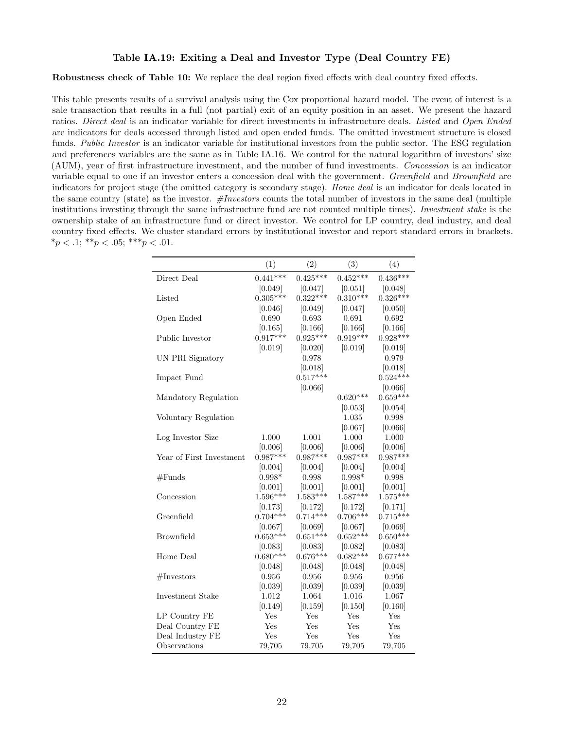### Table IA.19: Exiting a Deal and Investor Type (Deal Country FE)

**Robustness check of Table 10:** We replace the deal region fixed effects with deal country fixed effects.

This table presents results of a survival analysis using the Cox proportional hazard model. The event of interest is a sale transaction that results in a full (not partial) exit of an equity position in an asset. We present the hazard ratios. *Direct deal* is an indicator variable for direct investments in infrastructure deals. *Listed* and *Open Ended* are indicators for deals accessed through listed and open ended funds. The omitted investment structure is closed funds. *Public Investor* is an indicator variable for institutional investors from the public sector. The ESG regulation and preferences variables are the same as in Table IA.16. We control for the natural logarithm of investors' size (AUM), year of first infrastructure investment, and the number of fund investments. *Concession* is an indicator variable equal to one if an investor enters a concession deal with the government. *Greenfield* and *Brownfield* are indicators for project stage (the omitted category is secondary stage). *Home deal* is an indicator for deals located in the same country (state) as the investor. *#Investors* counts the total number of investors in the same deal (multiple institutions investing through the same infrastructure fund are not counted multiple times). *Investment stake* is the ownership stake of an infrastructure fund or direct investor. We control for LP country, deal industry, and deal country fixed effects. We cluster standard errors by institutional investor and report standard errors in brackets. $^{*}p < .1$; $^{**}p < .05$; $^{***}p < .01$.

| | (1) | (2) | (3) | (4) |
|---|---|---|---|---|
| Direct Deal | 0.441*** | 0.425*** | 0.452*** | 0.436*** |
| | [0.049] | [0.047] | [0.051] | [0.048] |
| Listed | 0.305*** | 0.322*** | 0.310*** | 0.326*** |
| | [0.046] | [0.049] | [0.047] | [0.050] |
| Open Ended | 0.690 | 0.693 | 0.691 | 0.692 |
| | [0.165] | [0.166] | [0.166] | [0.166] |
| Public Investor | 0.917*** | 0.925*** | 0.919*** | 0.928*** |
| | [0.019] | [0.020] | [0.019] | [0.019] |
| UN PRI Signatory | | 0.978 | | 0.979 |
| | | [0.018] | | [0.018] |
| Impact Fund | | 0.517*** | | 0.524*** |
| | | [0.066] | | [0.066] |
| Mandatory Regulation | | | 0.620*** | 0.659*** |
| | | | [0.053] | [0.054] |
| Voluntary Regulation | | | 1.035 | 0.998 |
| | | | [0.067] | [0.066] |
| Log Investor Size | 1.000 | 1.001 | 1.000 | 1.000 |
| | [0.006] | [0.006] | [0.006] | [0.006] |
| Year of First Investment | 0.987*** | 0.987*** | 0.987*** | 0.987*** |
| | [0.004] | [0.004] | [0.004] | [0.004] |
| #Funds | 0.998* | 0.998 | 0.998* | 0.998 |
| | [0.001] | [0.001] | [0.001] | [0.001] |
| Concession | 1.596*** | 1.583*** | 1.587*** | 1.575*** |
| | [0.173] | [0.172] | [0.172] | [0.171] |
| Greenfield | 0.704*** | 0.714*** | 0.706*** | 0.715*** |
| | [0.067] | [0.069] | [0.067] | [0.069] |
| Brownfield | 0.653*** | 0.651*** | 0.652*** | 0.650*** |
| | [0.083] | [0.083] | [0.082] | [0.083] |
| Home Deal | 0.680*** | 0.676*** | 0.682*** | 0.677*** |
| | [0.048] | [0.048] | [0.048] | [0.048] |
| #Investors | 0.956 | 0.956 | 0.956 | 0.956 |
| | [0.039] | [0.039] | [0.039] | [0.039] |
| Investment Stake | 1.012 | 1.064 | 1.016 | 1.067 |
| | [0.149] | [0.159] | [0.150] | [0.160] |
| LP Country FE | Yes | Yes | Yes | Yes |
| Deal Country FE | Yes | Yes | Yes | Yes |
| Deal Industry FE | Yes | Yes | Yes | Yes |
| Observations | 79,705 | 79,705 | 79,705 | 79,705 |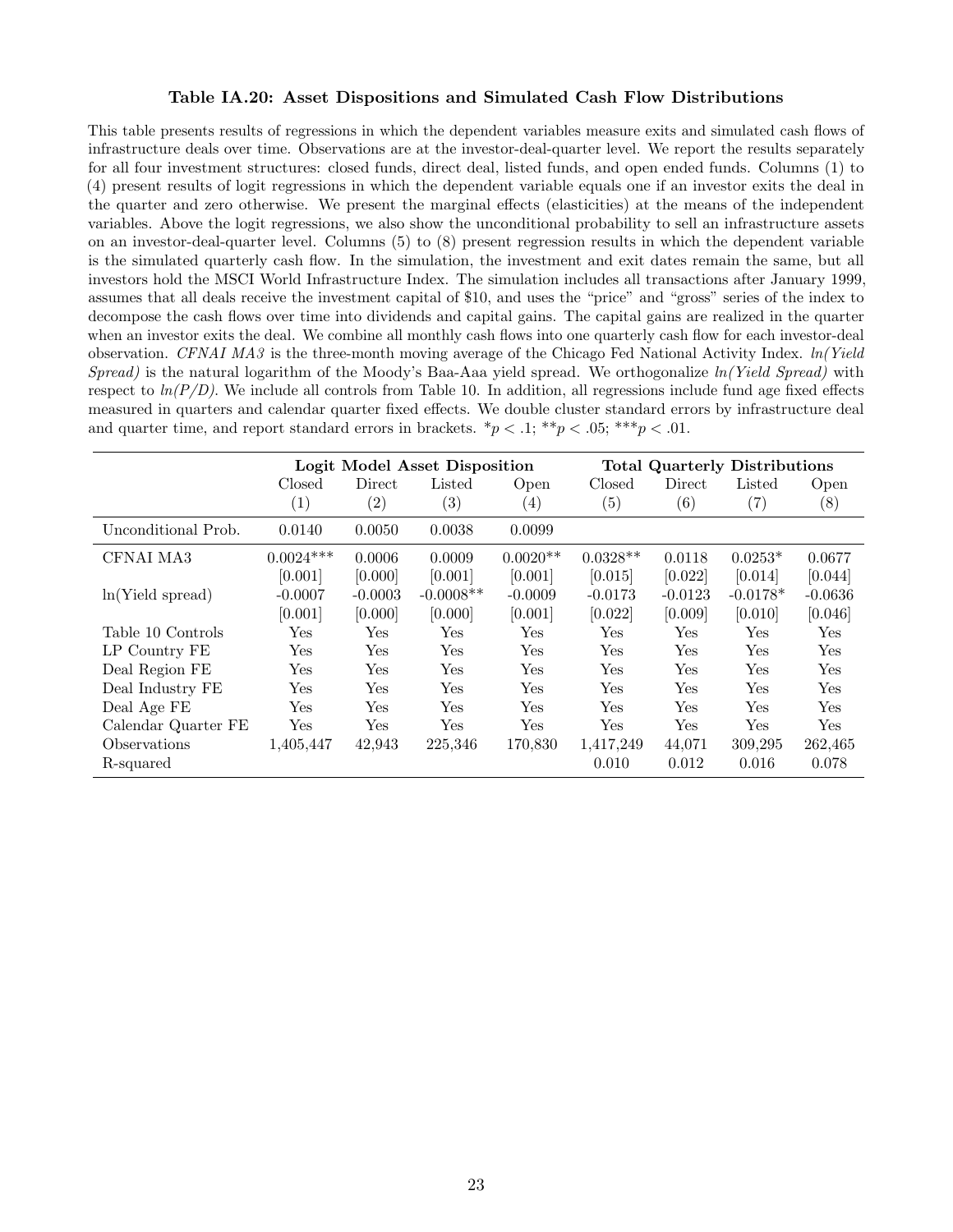**Table IA.20: Asset Dispositions and Simulated Cash Flow Distributions**

This table presents results of regressions in which the dependent variables measure exits and simulated cash flows of infrastructure deals over time. Observations are at the investor-deal-quarter level. We report the results separately for all four investment structures: closed funds, direct deal, listed funds, and open ended funds. Columns (1) to (4) present results of logit regressions in which the dependent variable equals one if an investor exits the deal in the quarter and zero otherwise. We present the marginal effects (elasticities) at the means of the independent variables. Above the logit regressions, we also show the unconditional probability to sell an infrastructure assets on an investor-deal-quarter level. Columns (5) to (8) present regression results in which the dependent variable is the simulated quarterly cash flow. In the simulation, the investment and exit dates remain the same, but all investors hold the MSCI World Infrastructure Index. The simulation includes all transactions after January 1999, assumes that all deals receive the investment capital of \$10, and uses the "price" and "gross" series of the index to decompose the cash flows over time into dividends and capital gains. The capital gains are realized in the quarter when an investor exits the deal. We combine all monthly cash flows into one quarterly cash flow for each investor-deal observation. *CFNAI MA3* is the three-month moving average of the Chicago Fed National Activity Index. *ln(Yield Spread)* is the natural logarithm of the Moody's Baa-Aaa yield spread. We orthogonalize *ln(Yield Spread)* with respect to *ln(P/D)*. We include all controls from Table 10. In addition, all regressions include fund age fixed effects measured in quarters and calendar quarter fixed effects. We double cluster standard errors by infrastructure deal and quarter time, and report standard errors in brackets. \*$p < .1$; \*\*$p < .05$; \*\*\*$p < .01$.

| | Logit Model Asset Disposition | | | | Total Quarterly Distributions | | | |
|---|---|---|---|---|---|---|---|---|
| | Closed | Direct | Listed | Open | Closed | Direct | Listed | Open |
| | (1) | (2) | (3) | (4) | (5) | (6) | (7) | (8) |
| Unconditional Prob. | 0.0140 | 0.0050 | 0.0038 | 0.0099 | | | | |
| CFNAI MA3 | 0.0024*** | 0.0006 | 0.0009 | 0.0020** | 0.0328** | 0.0118 | 0.0253* | 0.0677 |
| | [0.001] | [0.000] | [0.001] | [0.001] | [0.015] | [0.022] | [0.014] | [0.044] |
| ln(Yield spread) | -0.0007 | -0.0003 | -0.0008** | -0.0009 | -0.0173 | -0.0123 | -0.0178* | -0.0636 |
| | [0.001] | [0.000] | [0.000] | [0.001] | [0.022] | [0.009] | [0.010] | [0.046] |
| Table 10 Controls | Yes | Yes | Yes | Yes | Yes | Yes | Yes | Yes |
| LP Country FE | Yes | Yes | Yes | Yes | Yes | Yes | Yes | Yes |
| Deal Region FE | Yes | Yes | Yes | Yes | Yes | Yes | Yes | Yes |
| Deal Industry FE | Yes | Yes | Yes | Yes | Yes | Yes | Yes | Yes |
| Deal Age FE | Yes | Yes | Yes | Yes | Yes | Yes | Yes | Yes |
| Calendar Quarter FE | Yes | Yes | Yes | Yes | Yes | Yes | Yes | Yes |
| Observations | 1,405,447 | 42,943 | 225,346 | 170,830 | 1,417,249 | 44,071 | 309,295 | 262,465 |
| R-squared | | | | | 0.010 | 0.012 | 0.016 | 0.078 |